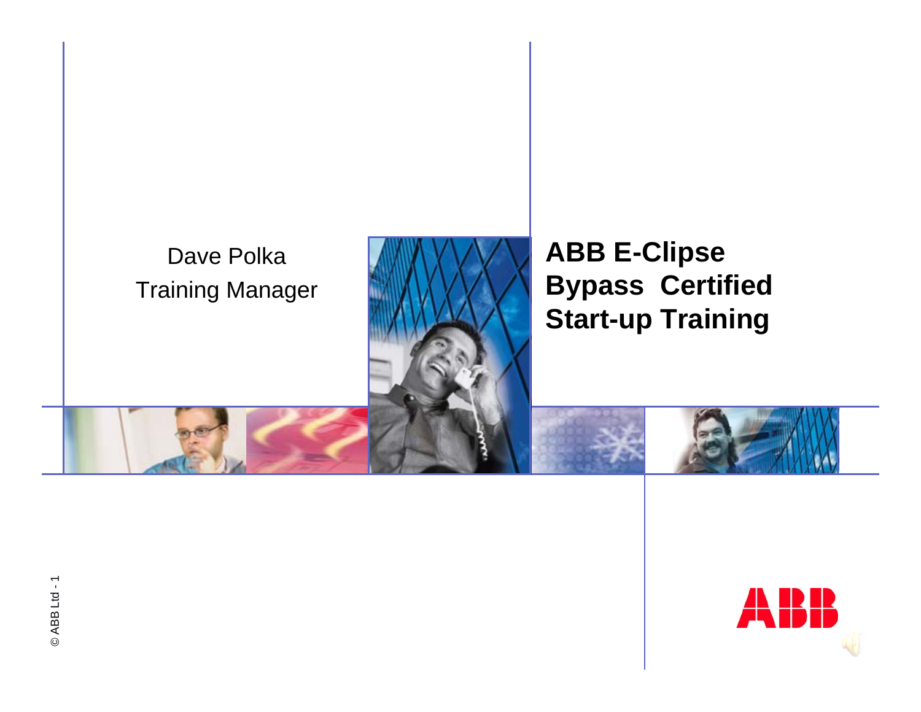# ABB E-Clipse Bypass Certified Start-up Training

Dave Polka

Training Manager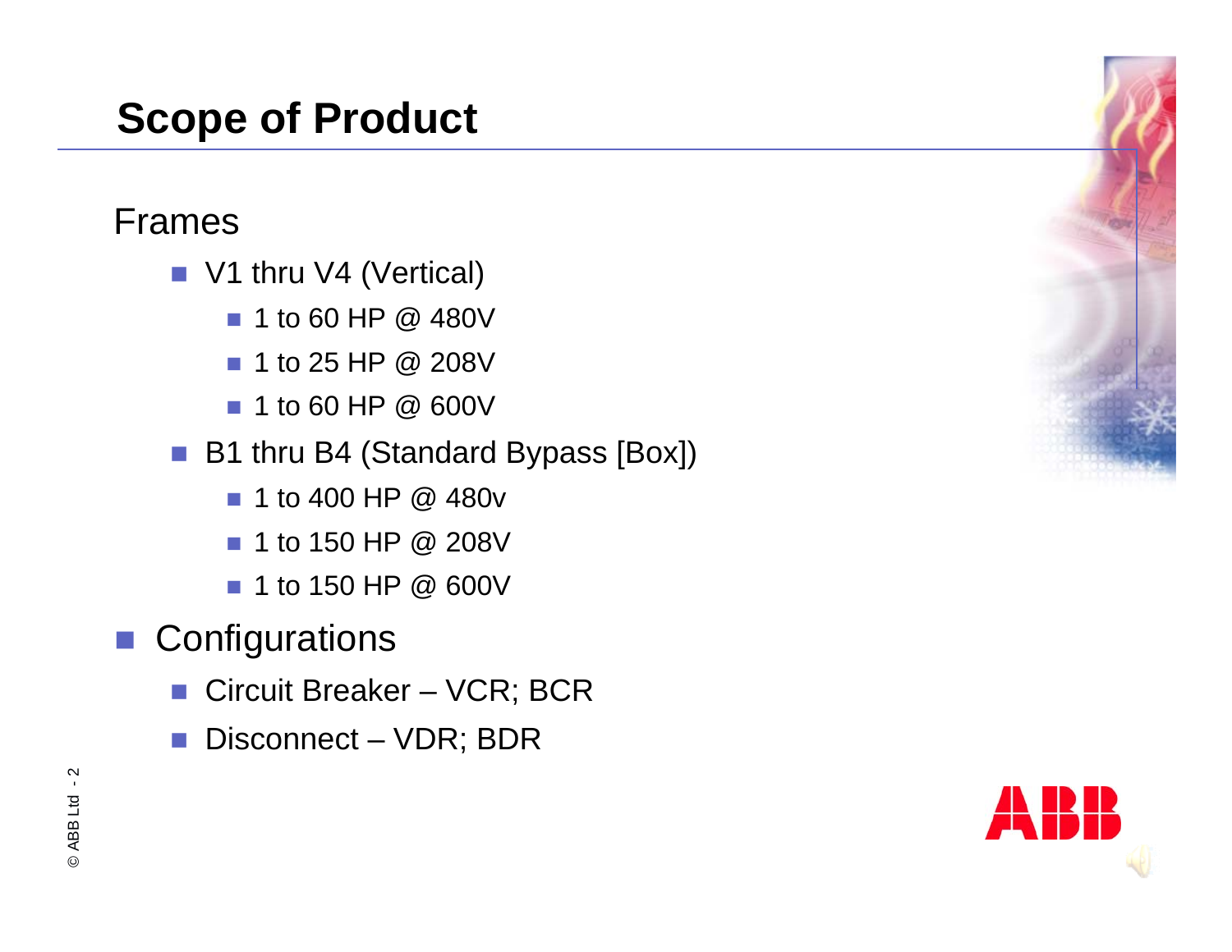# Scope of Product

Frames

- V1 thru V4 (Vertical)
  - 1 to 60 HP @ 480V
  - 1 to 25 HP @ 208V
  - 1 to 60 HP @ 600V
- B1 thru B4 (Standard Bypass [Box])
  - 1 to 400 HP @ 480v
  - 1 to 150 HP @ 208V
  - 1 to 150 HP @ 600V

- Configurations
  - Circuit Breaker – VCR; BCR
  - Disconnect – VDR; BDR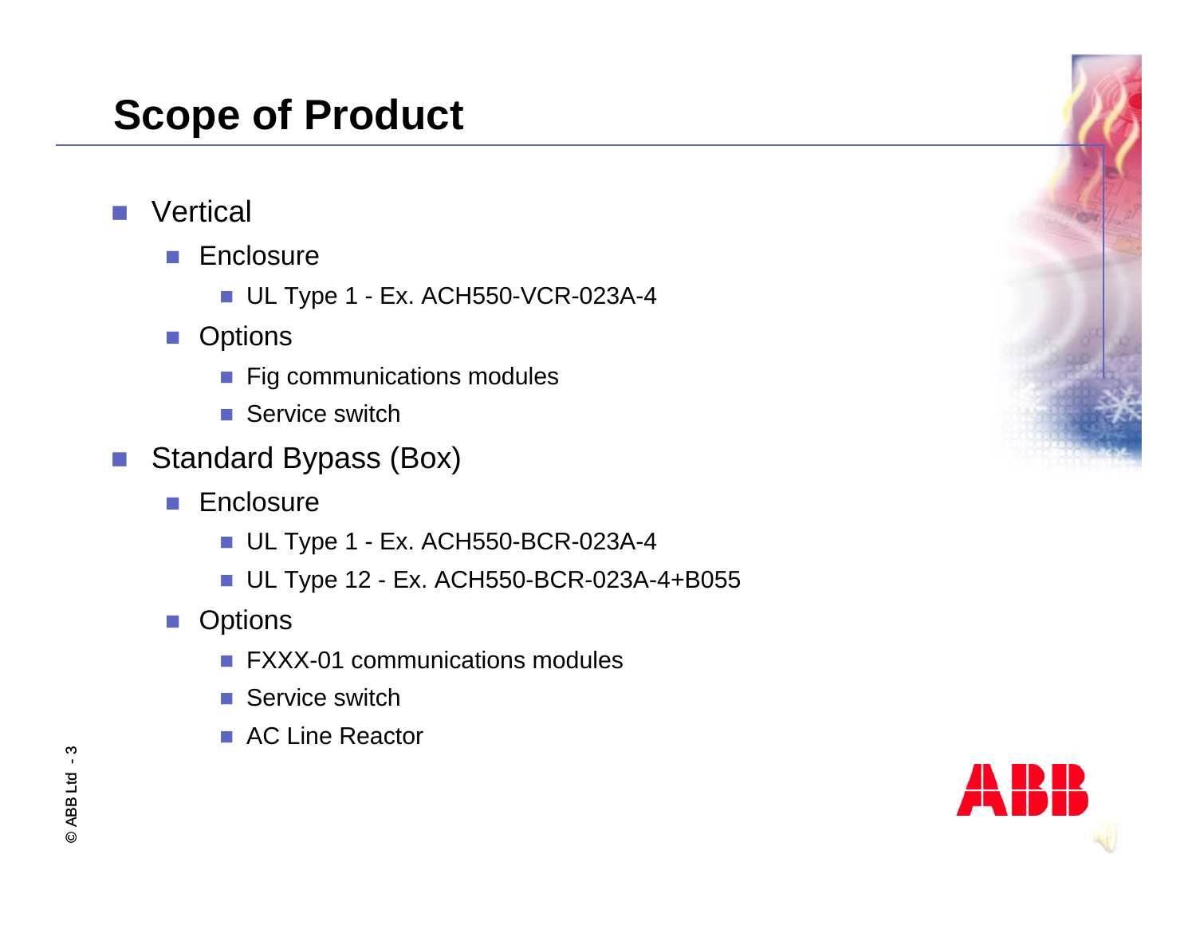# Scope of Product

- Vertical
  - Enclosure
    - UL Type 1 - Ex. ACH550-VCR-023A-4
  - Options
    - Fig communications modules
    - Service switch
- Standard Bypass (Box)
  - Enclosure
    - UL Type 1 - Ex. ACH550-BCR-023A-4
    - UL Type 12 - Ex. ACH550-BCR-023A-4+B055
  - Options
    - FXXX-01 communications modules
    - Service switch
    - AC Line Reactor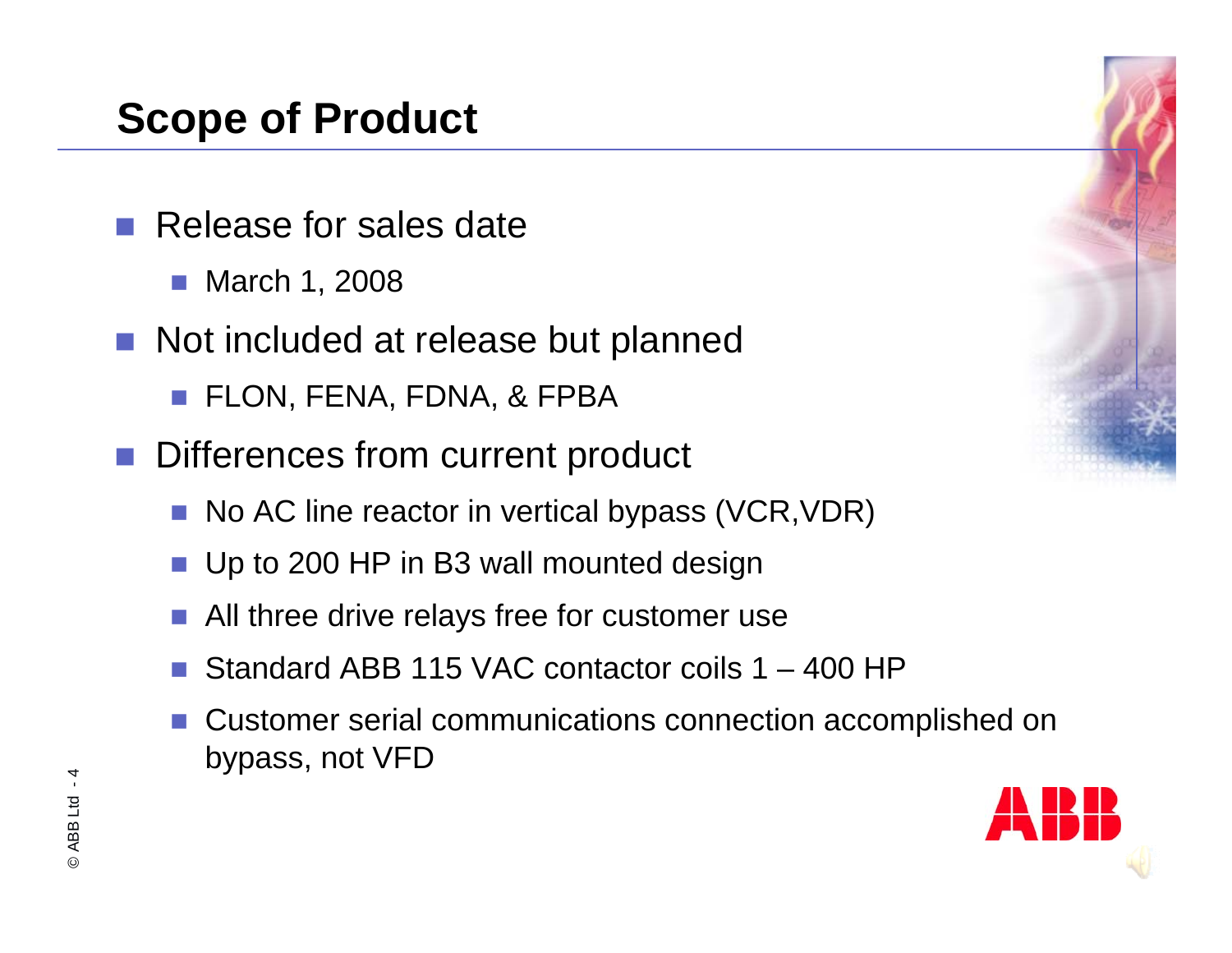# Scope of Product

- Release for sales date
  - March 1, 2008
- Not included at release but planned
  - FLON, FENA, FDNA, & FPBA
- Differences from current product
  - No AC line reactor in vertical bypass (VCR,VDR)
  - Up to 200 HP in B3 wall mounted design
  - All three drive relays free for customer use
  - Standard ABB 115 VAC contactor coils 1 – 400 HP
  - Customer serial communications connection accomplished on bypass, not VFD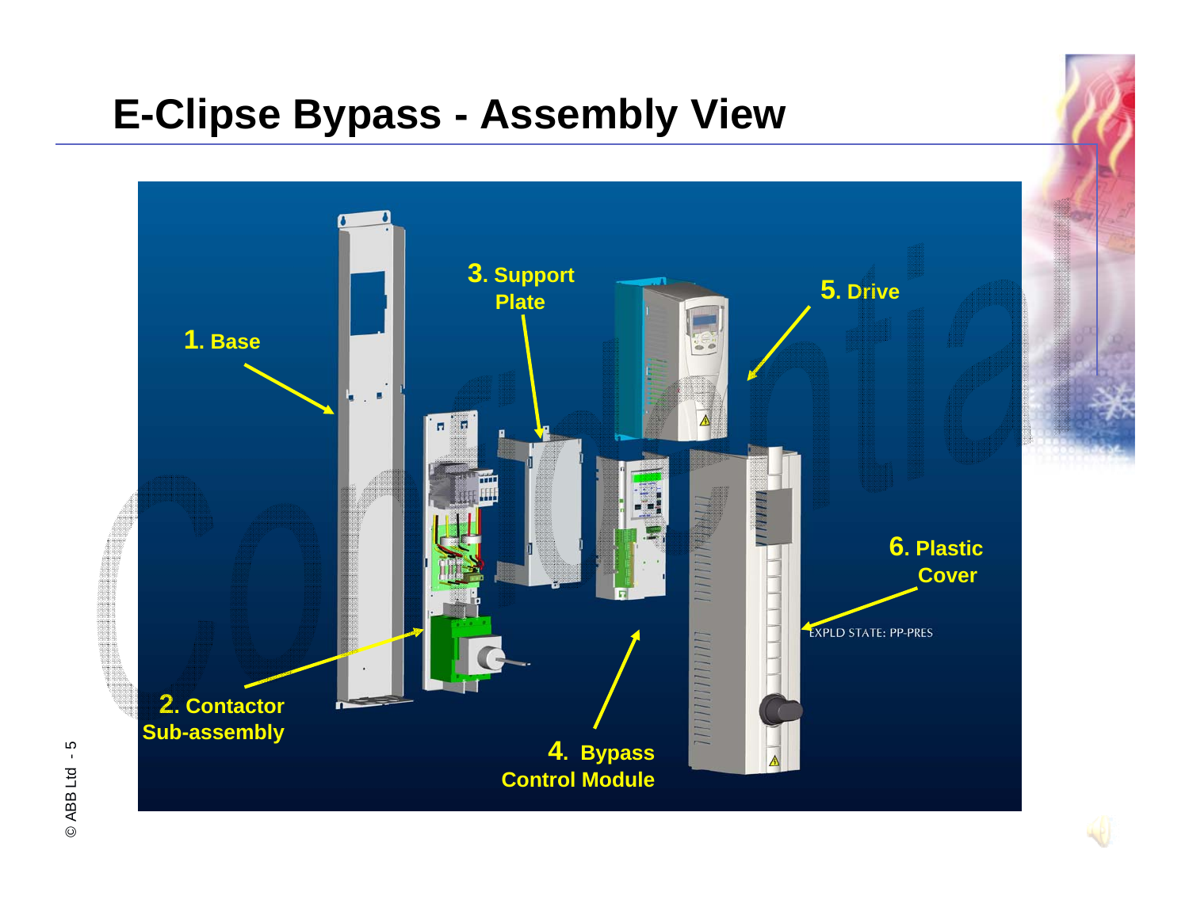# E-Clipse Bypass - Assembly View

1. Base

2. Contactor Sub-assembly

3. Support Plate

4. Bypass Control Module

5. Drive

6. Plastic Cover

EXPLD STATE: PP-PRES

© ABB Ltd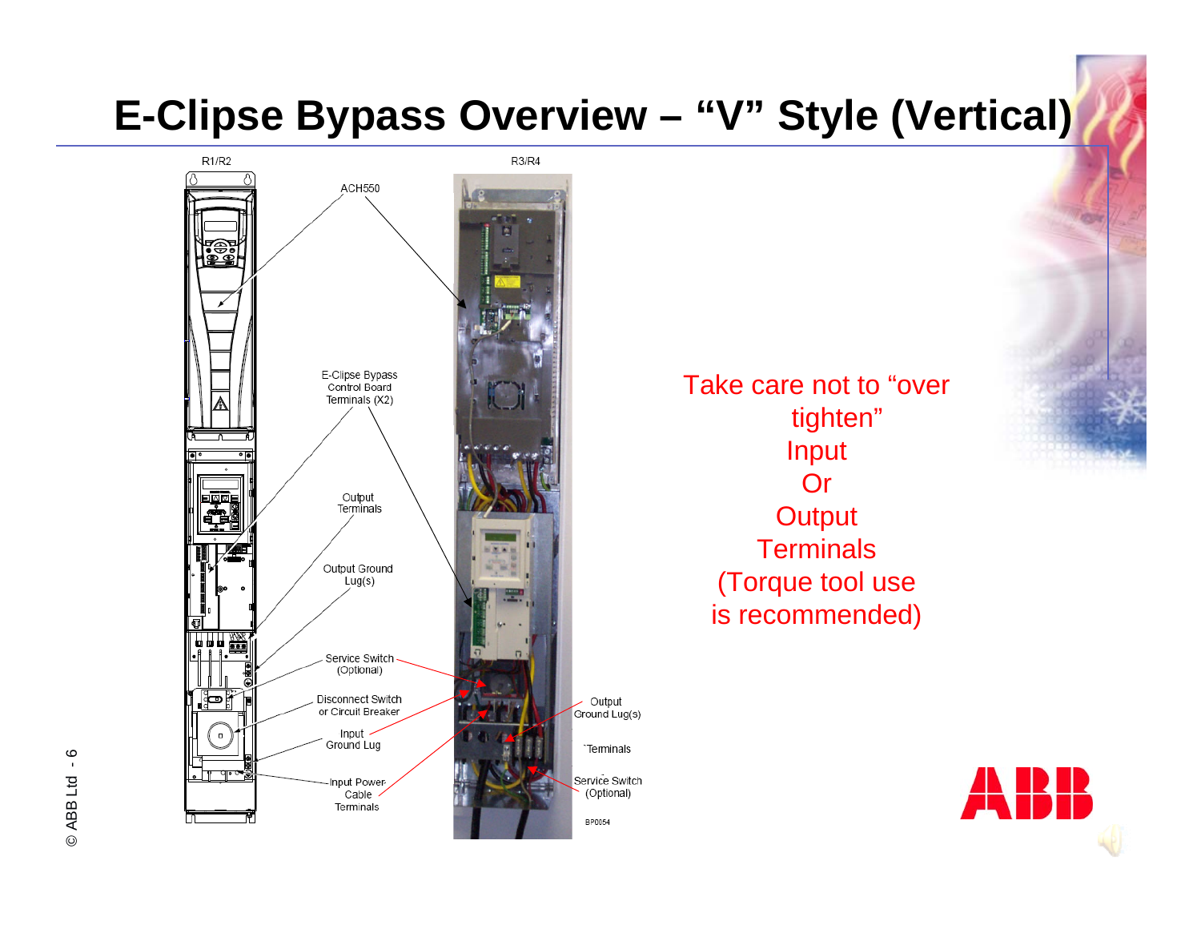# E-Clipse Bypass Overview – "V" Style (Vertical)

R1/R2

R3/R4

ACH550

E-Clipse Bypass Control Board Terminals (X2)

Output Terminals

Output Ground Lug(s)

Service Switch (Optional)

Disconnect Switch or Circuit Breaker

Input Ground Lug

Input Power Cable Terminals

Output Ground Lug(s)

Terminals

Service Switch (Optional)

BP0054

Take care not to "over tighten"
Input
Or
Output
Terminals
(Torque tool use is recommended)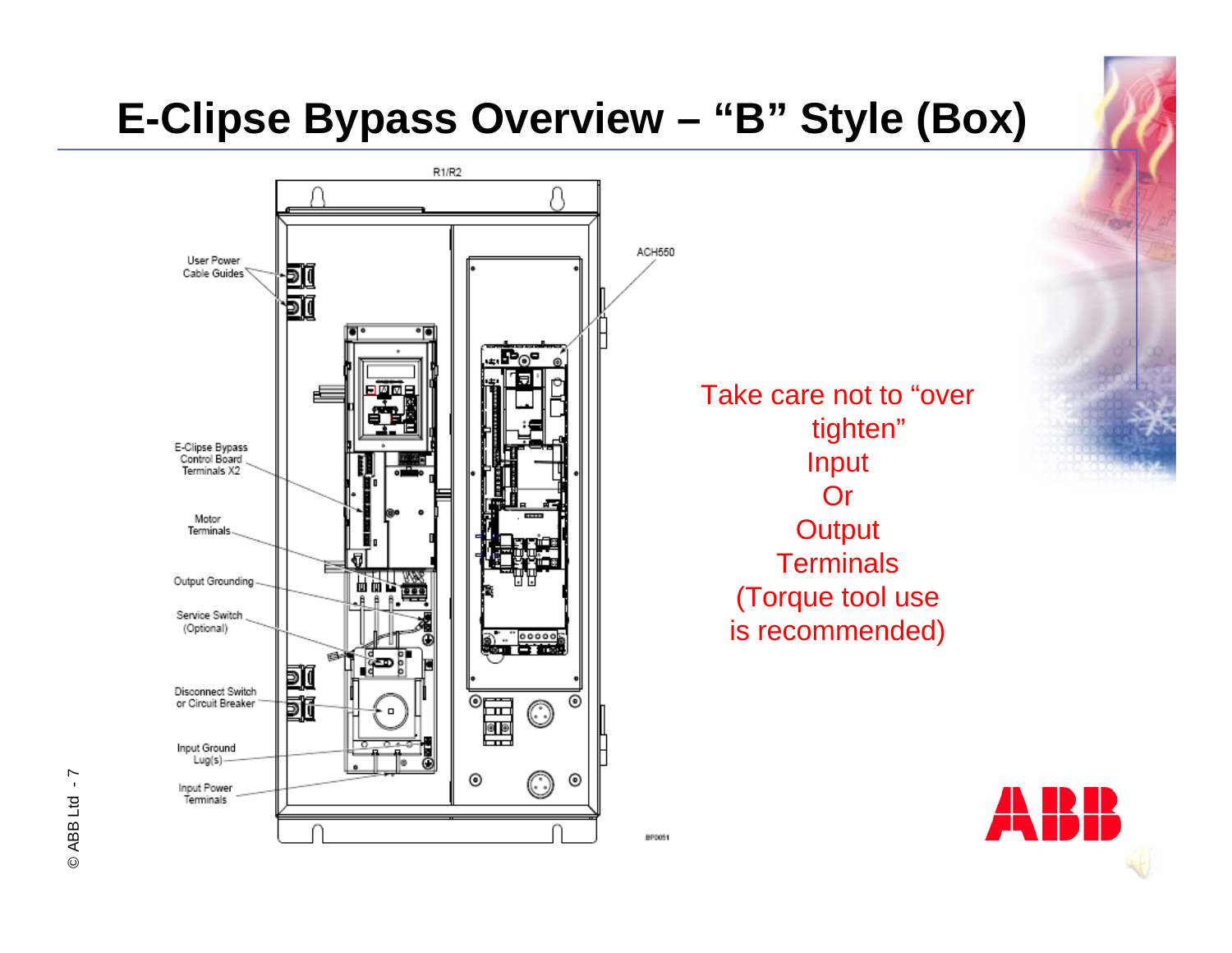# E-Clipse Bypass Overview – "B" Style (Box)

R1/R2

ACH550

User Power Cable Guides

E-Clipse Bypass Control Board Terminals X2

Motor Terminals

Output Grounding

Service Switch (Optional)

Disconnect Switch or Circuit Breaker

Input Ground Lug(s)

Input Power Terminals

BP0051

Take care not to "over tighten"
Input
Or
Output
Terminals
(Torque tool use is recommended)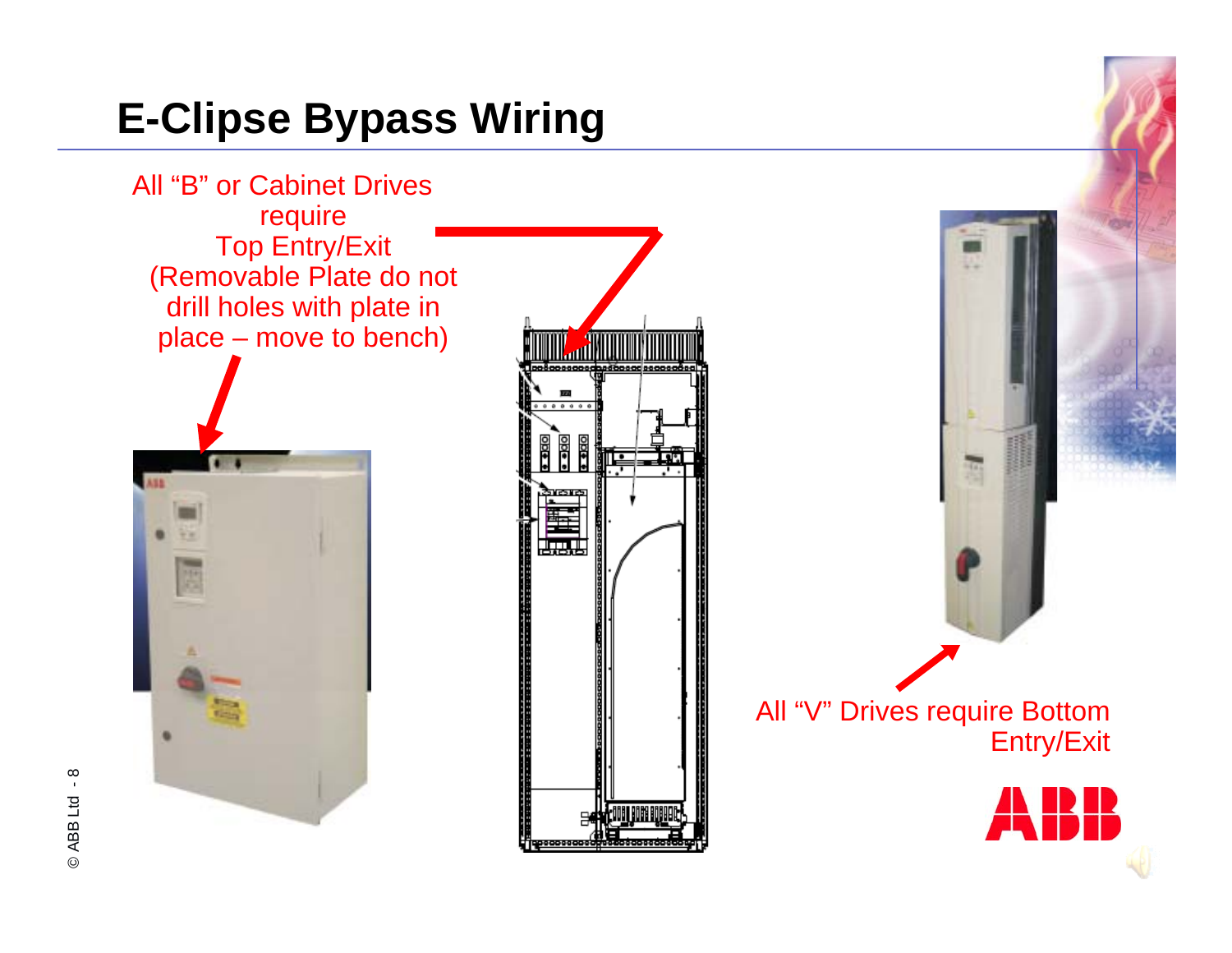# E-Clipse Bypass Wiring

All "B" or Cabinet Drives require Top Entry/Exit (Removable Plate do not drill holes with plate in place – move to bench)

All "V" Drives require Bottom Entry/Exit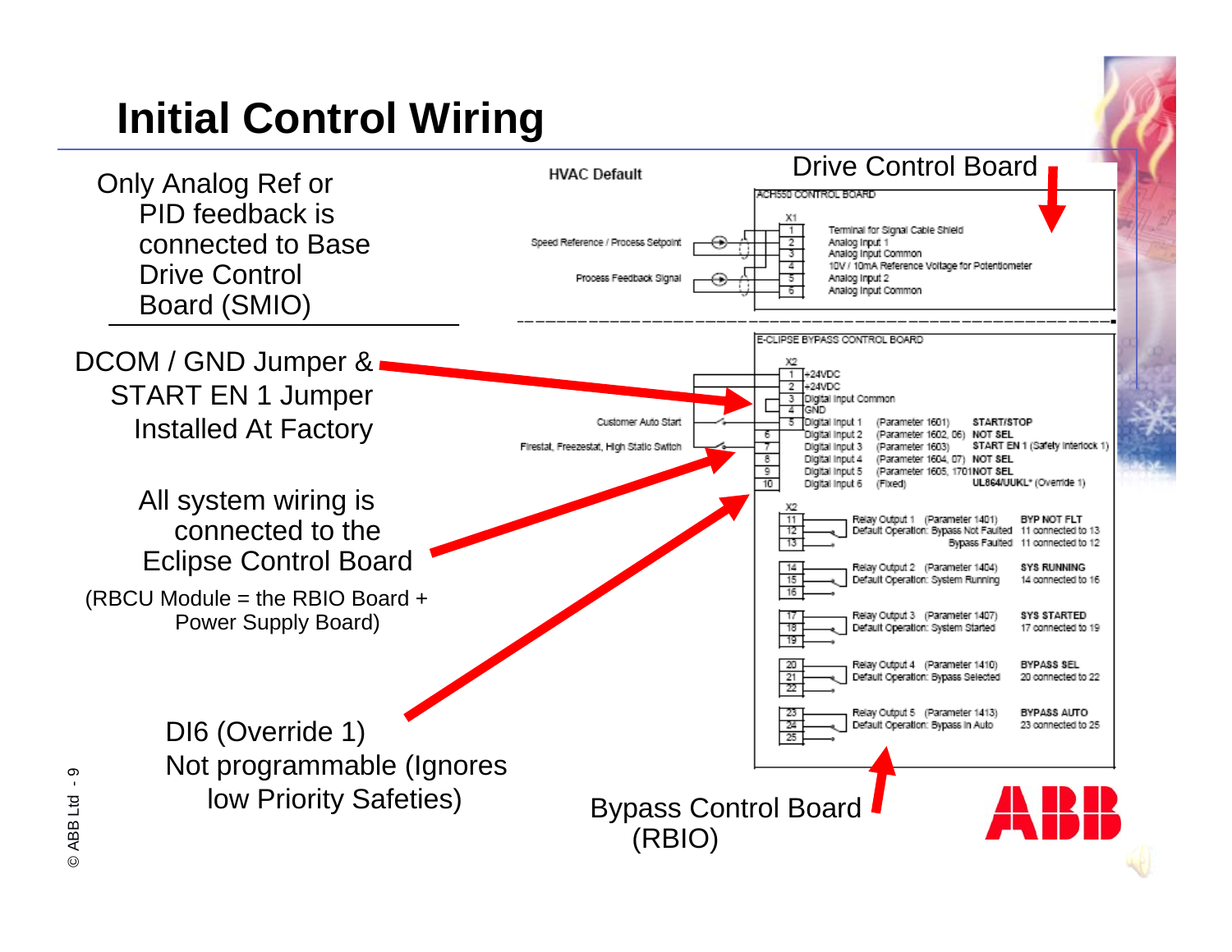# Initial Control Wiring

Only Analog Ref or PID feedback is connected to Base Drive Control Board (SMIO)

DCOM / GND Jumper & START EN 1 Jumper Installed At Factory

All system wiring is connected to the Eclipse Control Board

(RBCU Module = the RBIO Board + Power Supply Board)

DI6 (Override 1) Not programmable (Ignores low Priority Safeties)

Drive Control Board

Bypass Control Board (RBIO)

HVAC Default

**ACH550 CONTROL BOARD**

X1

| Terminal | Function | Connection |
|---|---|---|
| 1 | Terminal for Signal Cable Shield | |
| 2 | Analog Input 1 | Speed Reference / Process Setpoint |
| 3 | Analog Input Common | |
| 4 | 10V / 10mA Reference Voltage for Potentiometer | |
| 5 | Analog Input 2 | Process Feedback Signal |
| 6 | Analog Input Common | |

**E-CLIPSE BYPASS CONTROL BOARD**

X2

| Terminal | Function | Parameter | Default | Connection |
|---|---|---|---|---|
| 1 | +24VDC | | | |
| 2 | +24VDC | | | |
| 3 | Digital Input Common | | | |
| 4 | GND | | | |
| 5 | Digital Input 1 | (Parameter 1601) | START/STOP | Customer Auto Start |
| 6 | Digital Input 2 | (Parameter 1602, 06) | NOT SEL | |
| 7 | Digital Input 3 | (Parameter 1603) | START EN 1 (Safety Interlock 1) | Firestat, Freezestat, High Static Switch |
| 8 | Digital Input 4 | (Parameter 1604, 07) | NOT SEL | |
| 9 | Digital Input 5 | (Parameter 1605, 1701) | NOT SEL | |
| 10 | Digital Input 6 | (Fixed) | UL864/UUKL* (Override 1) | |

X2

| Terminals | Relay Output | Default Operation | Default |
|---|---|---|---|
| 11, 12, 13 | Relay Output 1 (Parameter 1401) | Bypass Not Faulted / Bypass Faulted | BYP NOT FLT: 11 connected to 13; 11 connected to 12 |
| 14, 15, 16 | Relay Output 2 (Parameter 1404) | System Running | SYS RUNNING: 14 connected to 16 |
| 17, 18, 19 | Relay Output 3 (Parameter 1407) | System Started | SYS STARTED: 17 connected to 19 |
| 20, 21, 22 | Relay Output 4 (Parameter 1410) | Bypass Selected | BYPASS SEL: 20 connected to 22 |
| 23, 24, 25 | Relay Output 5 (Parameter 1413) | Bypass in Auto | BYPASS AUTO: 23 connected to 25 |

© ABB Ltd - 9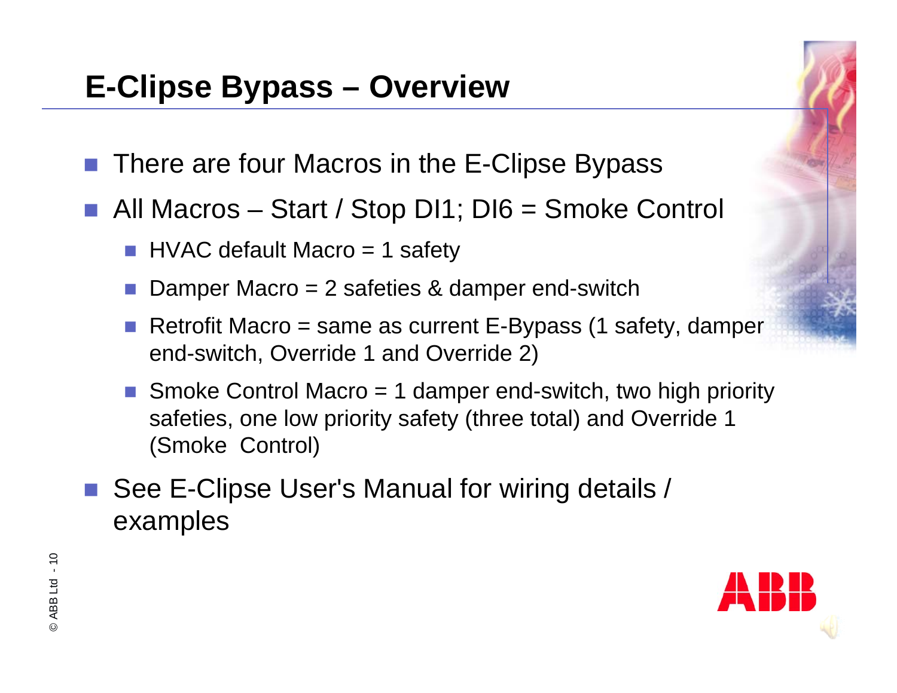# E-Clipse Bypass – Overview

- There are four Macros in the E-Clipse Bypass
- All Macros – Start / Stop DI1; DI6 = Smoke Control
  - HVAC default Macro = 1 safety
  - Damper Macro = 2 safeties & damper end-switch
  - Retrofit Macro = same as current E-Bypass (1 safety, damper end-switch, Override 1 and Override 2)
  - Smoke Control Macro = 1 damper end-switch, two high priority safeties, one low priority safety (three total) and Override 1 (Smoke Control)
- See E-Clipse User's Manual for wiring details / examples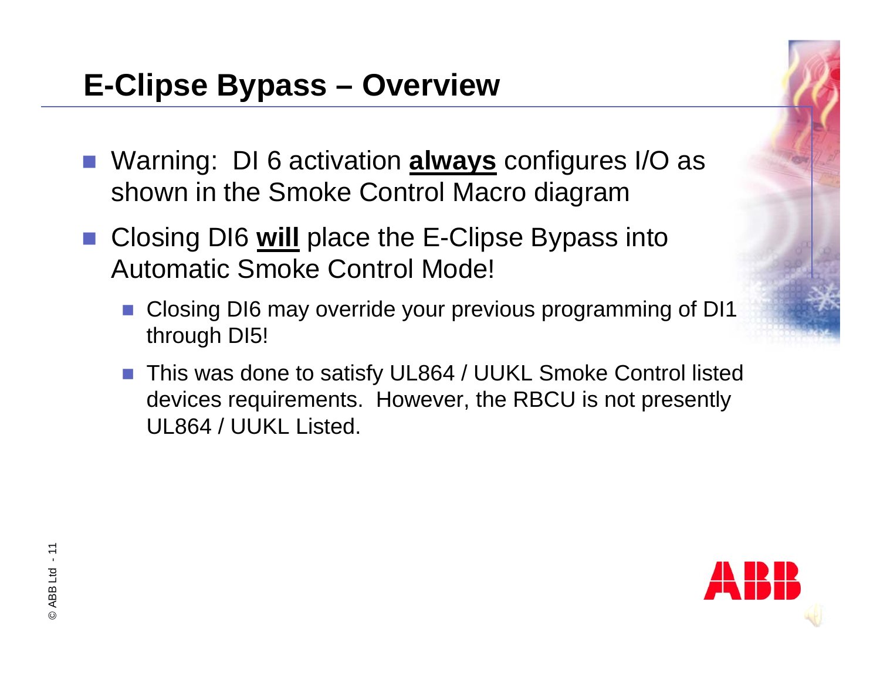# E-Clipse Bypass – Overview

- Warning: DI 6 activation **always** configures I/O as shown in the Smoke Control Macro diagram
- Closing DI6 **will** place the E-Clipse Bypass into Automatic Smoke Control Mode!
  - Closing DI6 may override your previous programming of DI1 through DI5!
  - This was done to satisfy UL864 / UUKL Smoke Control listed devices requirements. However, the RBCU is not presently UL864 / UUKL Listed.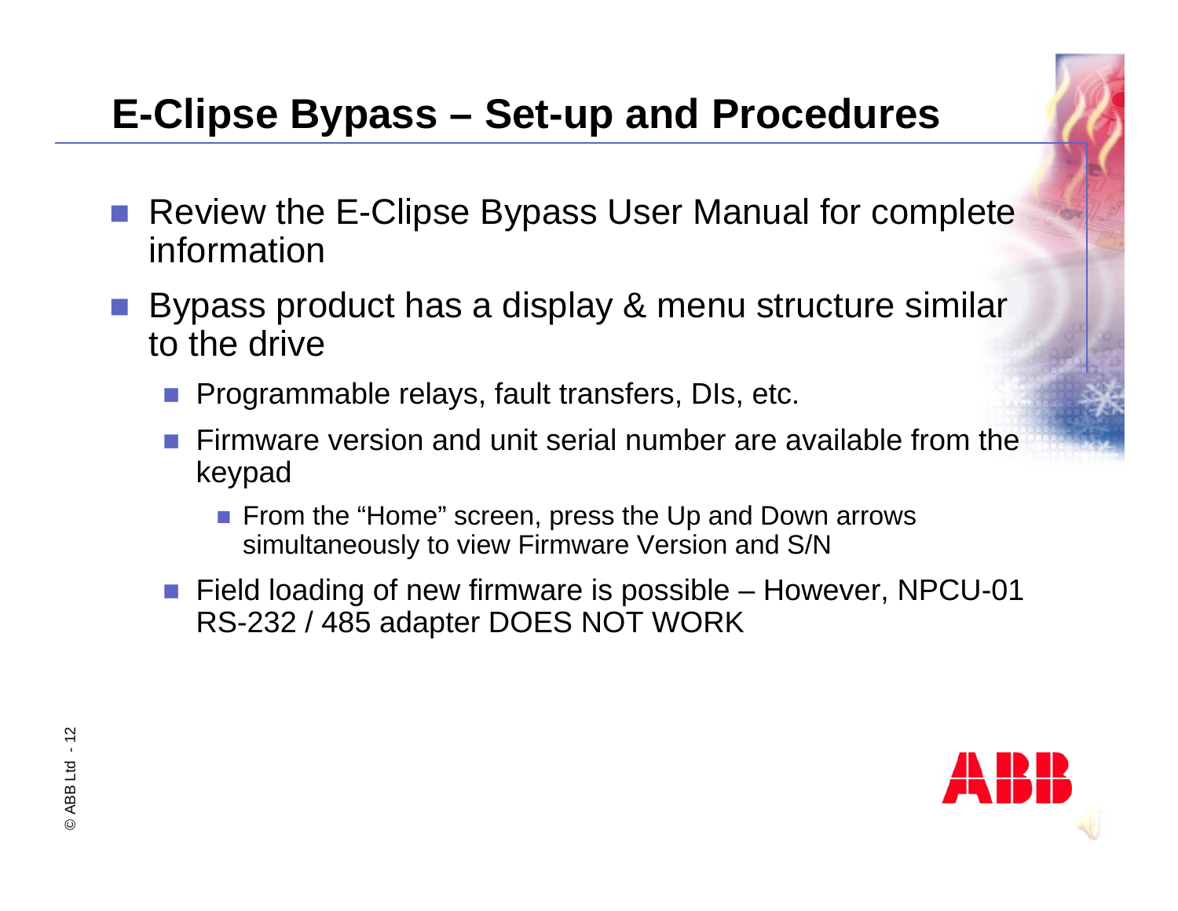# E-Clipse Bypass – Set-up and Procedures

- Review the E-Clipse Bypass User Manual for complete information
- Bypass product has a display & menu structure similar to the drive
  - Programmable relays, fault transfers, DIs, etc.
  - Firmware version and unit serial number are available from the keypad
    - From the "Home" screen, press the Up and Down arrows simultaneously to view Firmware Version and S/N
  - Field loading of new firmware is possible – However, NPCU-01 RS-232 / 485 adapter DOES NOT WORK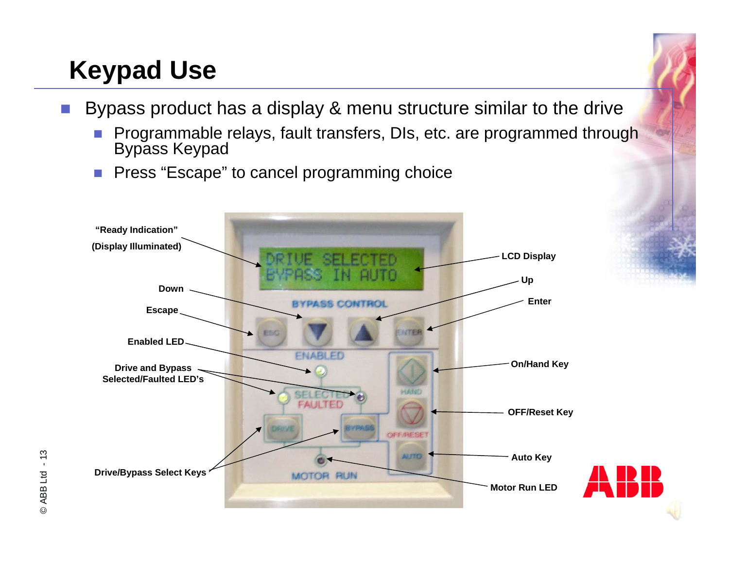# Keypad Use

- Bypass product has a display & menu structure similar to the drive
  - Programmable relays, fault transfers, DIs, etc. are programmed through Bypass Keypad
  - Press “Escape” to cancel programming choice

“Ready Indication” (Display Illuminated)

LCD Display

Down

Up

Escape

Enter

Enabled LED

Drive and Bypass Selected/Faulted LED’s

On/Hand Key

OFF/Reset Key

Auto Key

Drive/Bypass Select Keys

Motor Run LED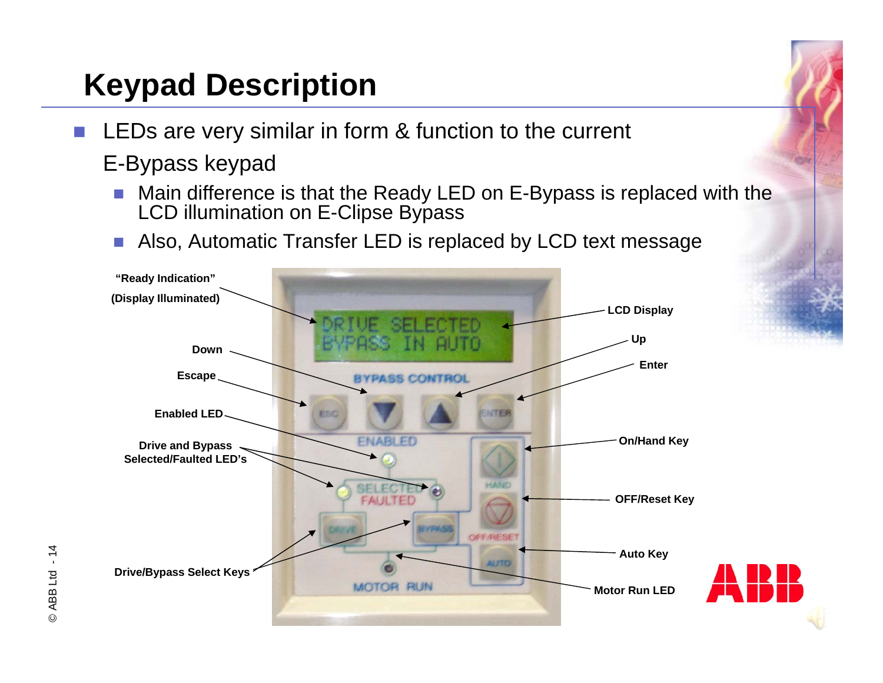# Keypad Description

- LEDs are very similar in form & function to the current E-Bypass keypad
  - Main difference is that the Ready LED on E-Bypass is replaced with the LCD illumination on E-Clipse Bypass
  - Also, Automatic Transfer LED is replaced by LCD text message

"Ready Indication" (Display Illuminated)

LCD Display

Down

Up

Escape

Enter

Enabled LED

On/Hand Key

Drive and Bypass Selected/Faulted LED's

OFF/Reset Key

Auto Key

Drive/Bypass Select Keys

Motor Run LED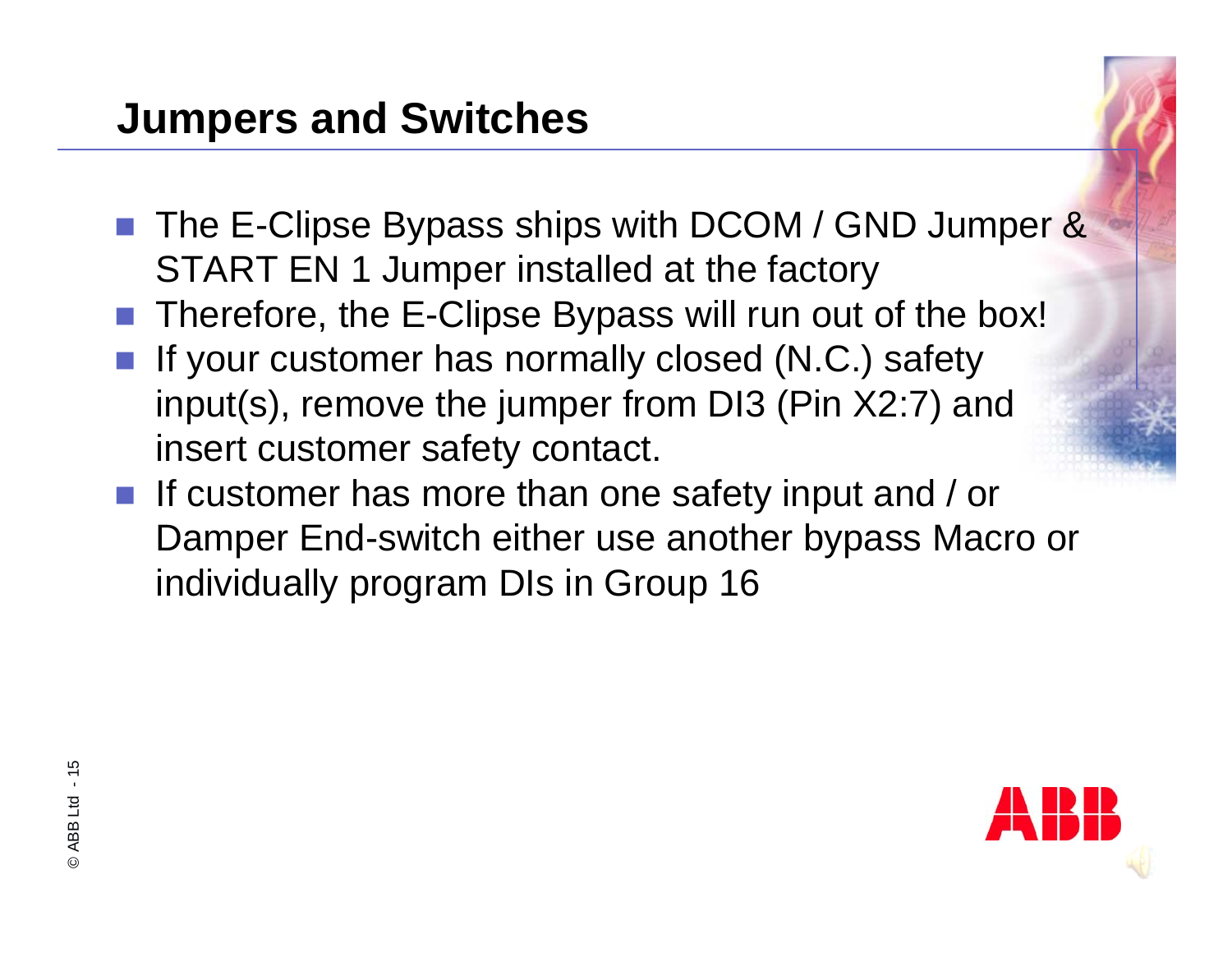# Jumpers and Switches

- The E-Clipse Bypass ships with DCOM / GND Jumper & START EN 1 Jumper installed at the factory
- Therefore, the E-Clipse Bypass will run out of the box!
- If your customer has normally closed (N.C.) safety input(s), remove the jumper from DI3 (Pin X2:7) and insert customer safety contact.
- If customer has more than one safety input and / or Damper End-switch either use another bypass Macro or individually program DIs in Group 16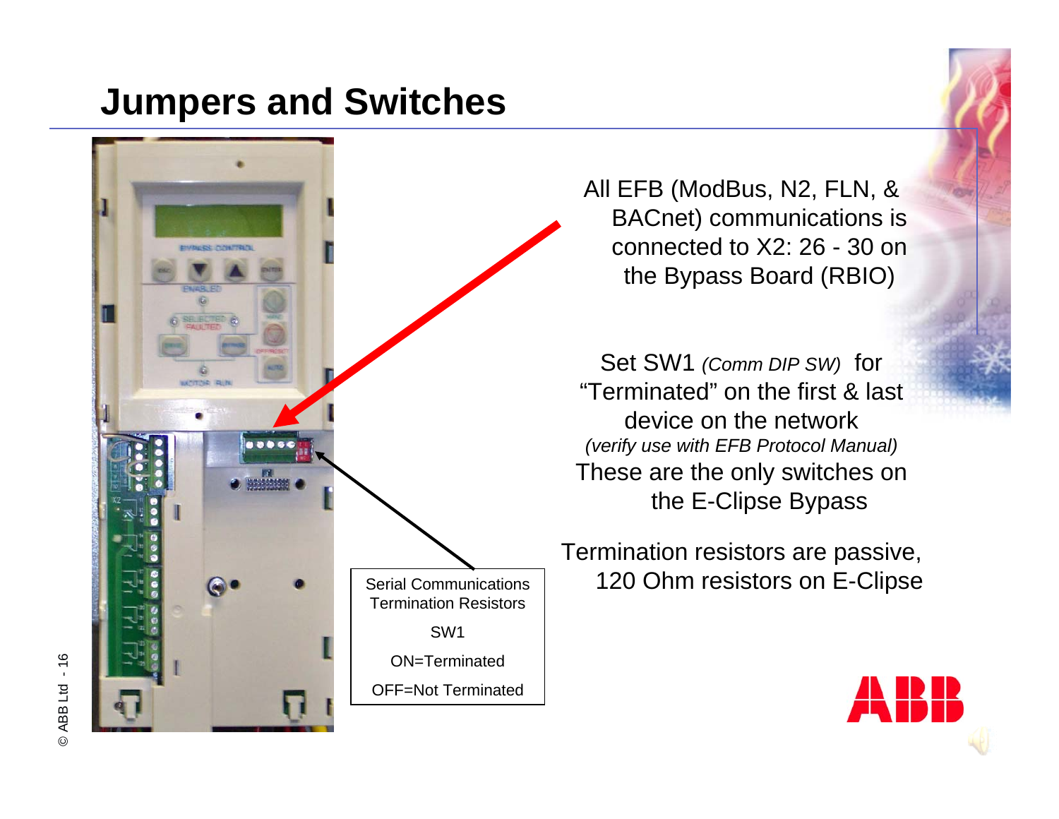# Jumpers and Switches

All EFB (ModBus, N2, FLN, & BACnet) communications is connected to X2: 26 - 30 on the Bypass Board (RBIO)

Set SW1 *(Comm DIP SW)* for "Terminated" on the first & last device on the network *(verify use with EFB Protocol Manual)*
These are the only switches on the E-Clipse Bypass

Termination resistors are passive, 120 Ohm resistors on E-Clipse

Serial Communications Termination Resistors

SW1

ON=Terminated

OFF=Not Terminated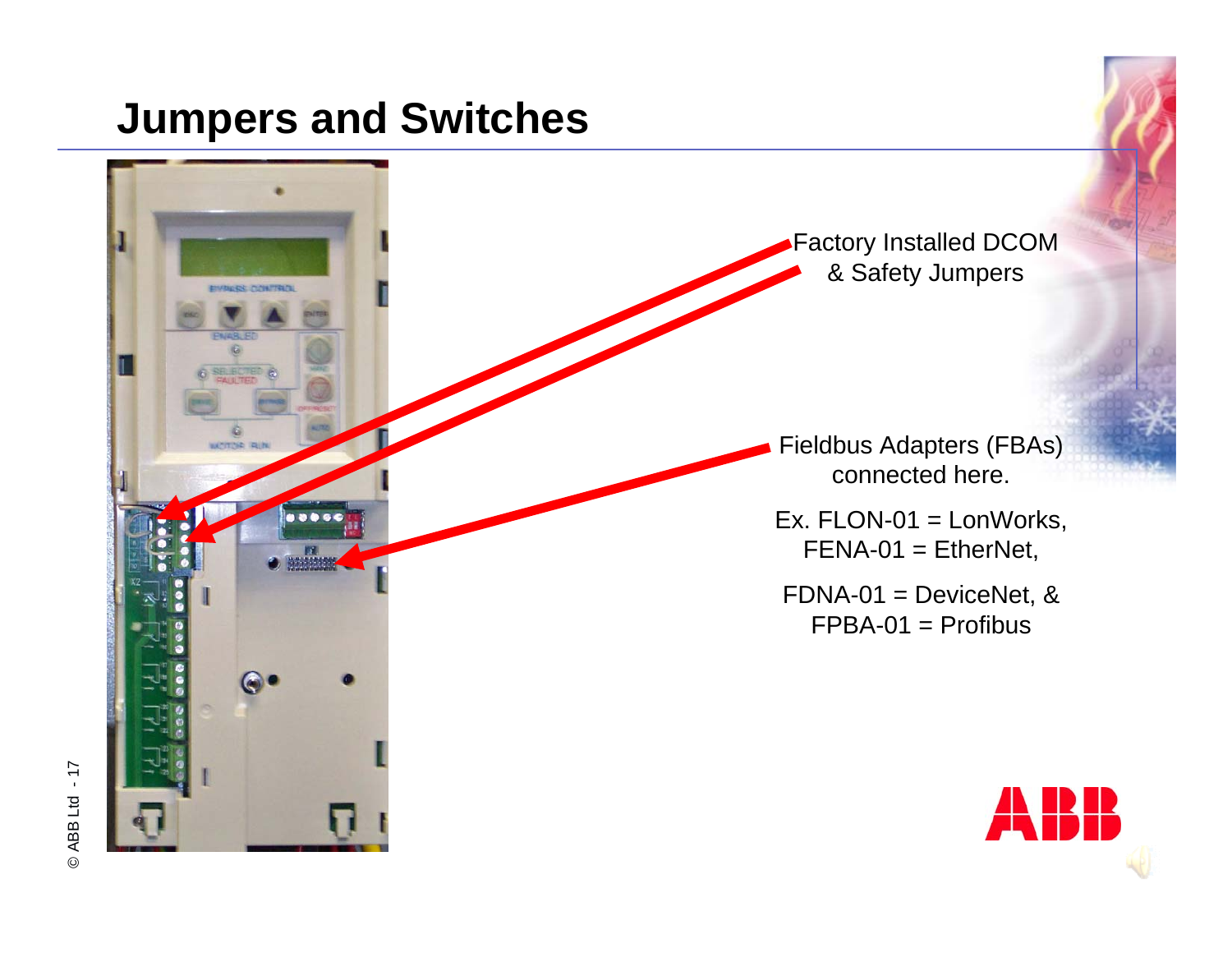# Jumpers and Switches

Factory Installed DCOM & Safety Jumpers

Fieldbus Adapters (FBAs) connected here.

Ex. FLON-01 = LonWorks, FENA-01 = EtherNet,

FDNA-01 = DeviceNet, & FPBA-01 = Profibus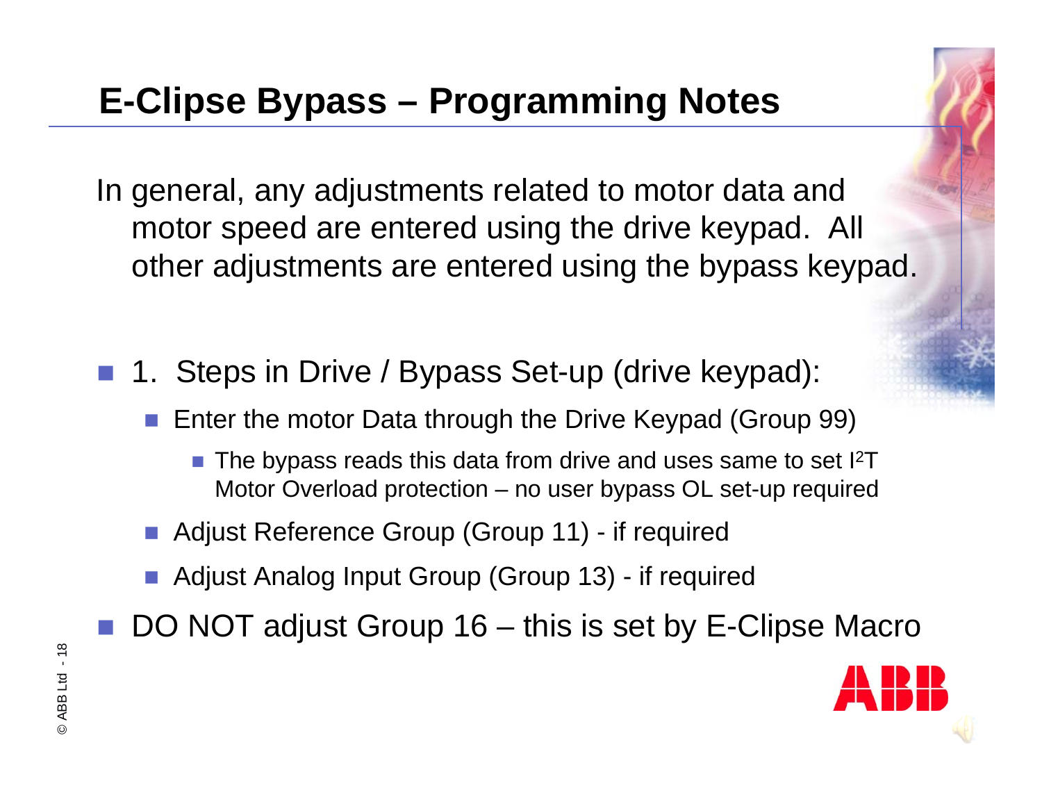# E-Clipse Bypass – Programming Notes

In general, any adjustments related to motor data and motor speed are entered using the drive keypad. All other adjustments are entered using the bypass keypad.

- 1. Steps in Drive / Bypass Set-up (drive keypad):
  - Enter the motor Data through the Drive Keypad (Group 99)
    - The bypass reads this data from drive and uses same to set $I^2T$ Motor Overload protection – no user bypass OL set-up required
  - Adjust Reference Group (Group 11) - if required
  - Adjust Analog Input Group (Group 13) - if required
- DO NOT adjust Group 16 – this is set by E-Clipse Macro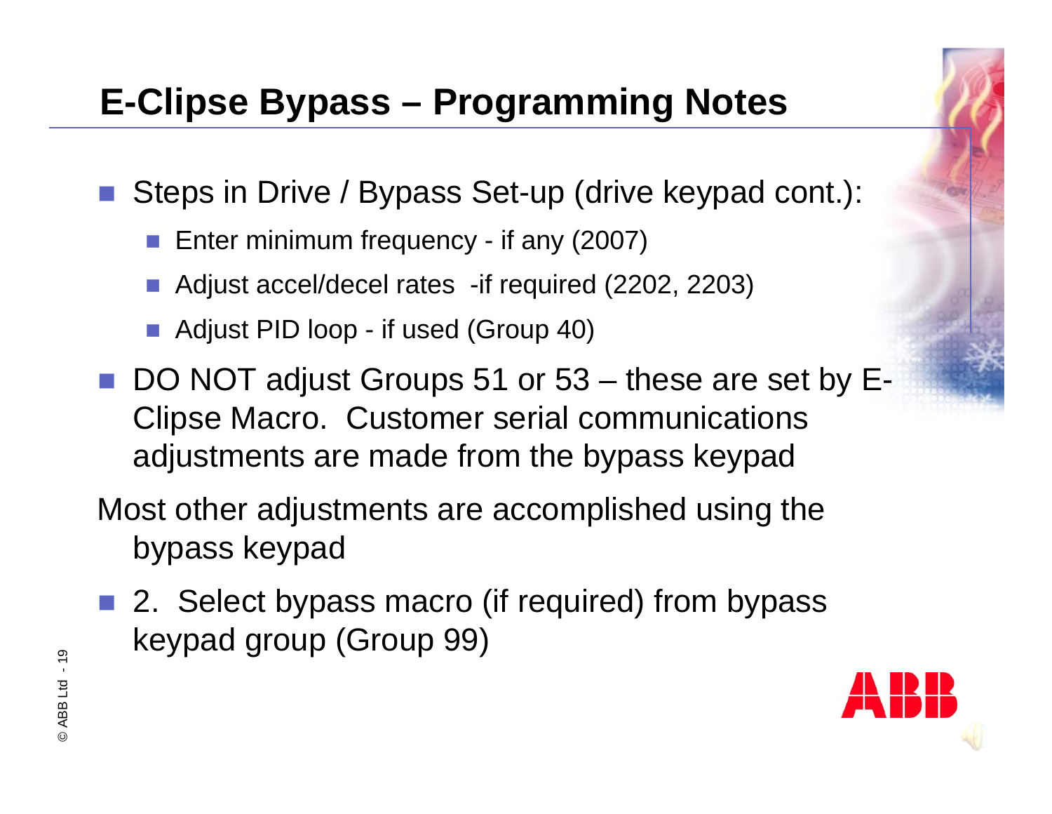# E-Clipse Bypass – Programming Notes

- Steps in Drive / Bypass Set-up (drive keypad cont.):
  - Enter minimum frequency - if any (2007)
  - Adjust accel/decel rates -if required (2202, 2203)
  - Adjust PID loop - if used (Group 40)
- DO NOT adjust Groups 51 or 53 – these are set by E-Clipse Macro. Customer serial communications adjustments are made from the bypass keypad

Most other adjustments are accomplished using the bypass keypad

- 2. Select bypass macro (if required) from bypass keypad group (Group 99)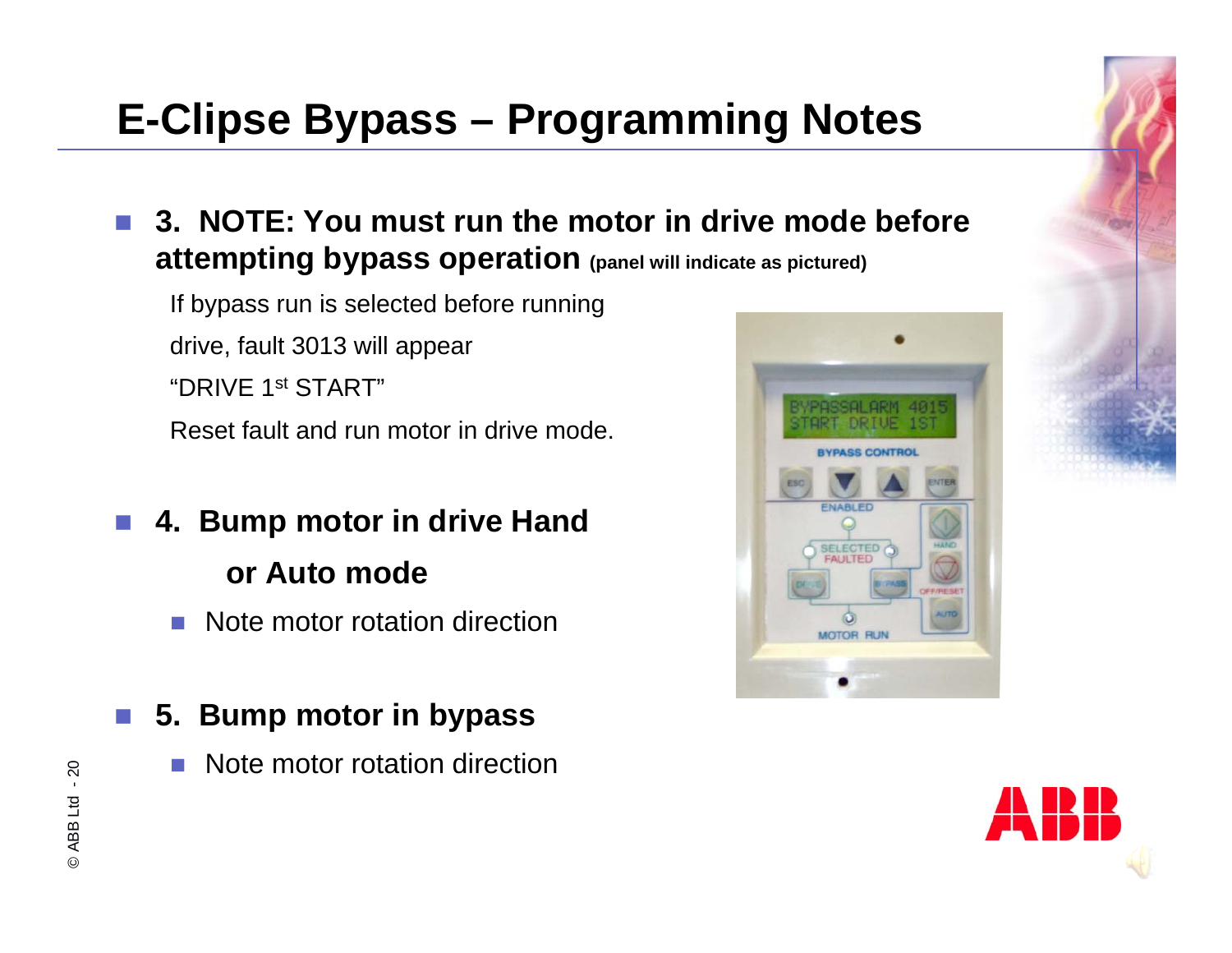# E-Clipse Bypass – Programming Notes

- **3. NOTE: You must run the motor in drive mode before attempting bypass operation** **(panel will indicate as pictured)**

  If bypass run is selected before running drive, fault 3013 will appear "DRIVE 1st START"

  Reset fault and run motor in drive mode.

- **4. Bump motor in drive Hand or Auto mode**
  - Note motor rotation direction

- **5. Bump motor in bypass**
  - Note motor rotation direction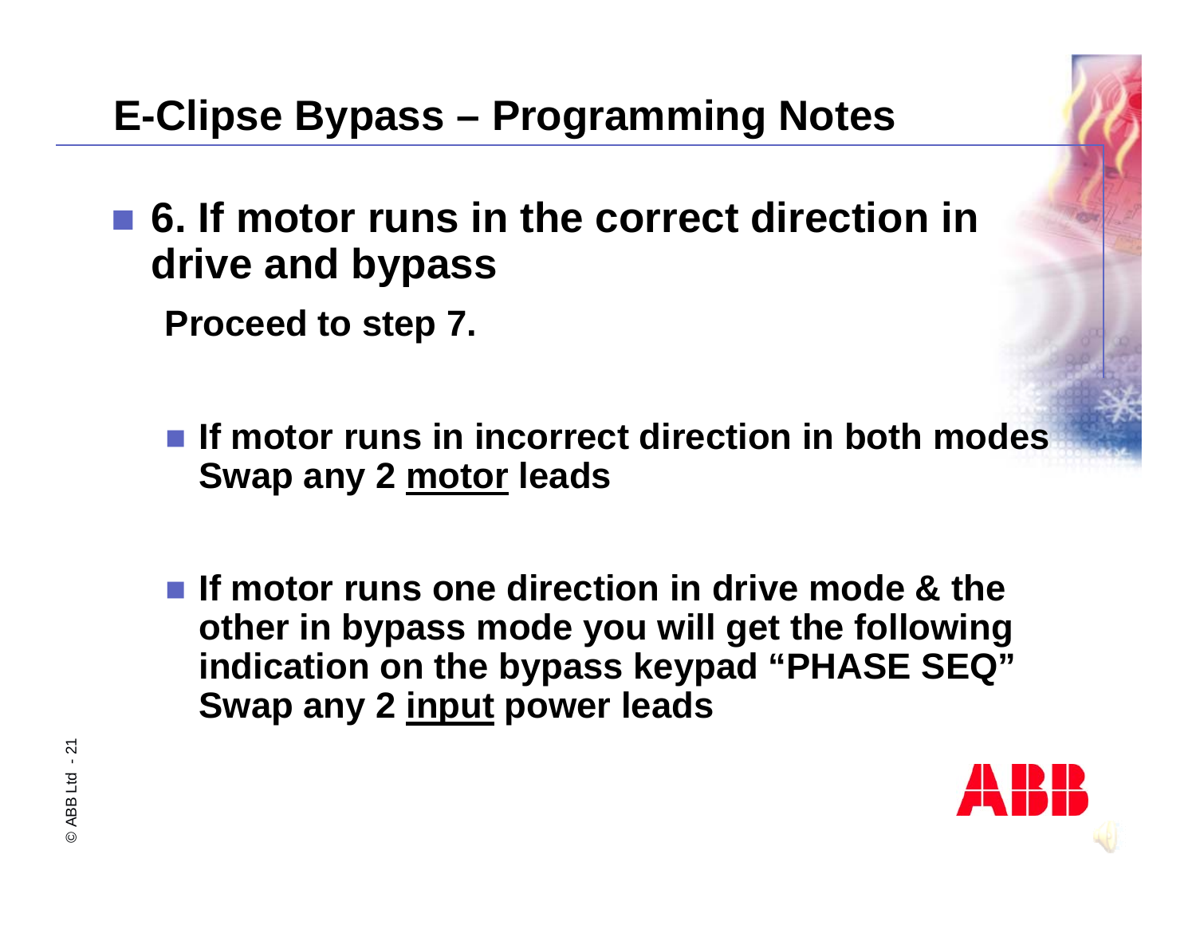# E-Clipse Bypass – Programming Notes

- **6. If motor runs in the correct direction in drive and bypass**

  **Proceed to step 7.**

  - **If motor runs in incorrect direction in both modes Swap any 2 <u>motor</u> leads**

  - **If motor runs one direction in drive mode & the other in bypass mode you will get the following indication on the bypass keypad "PHASE SEQ" Swap any 2 <u>input</u> power leads**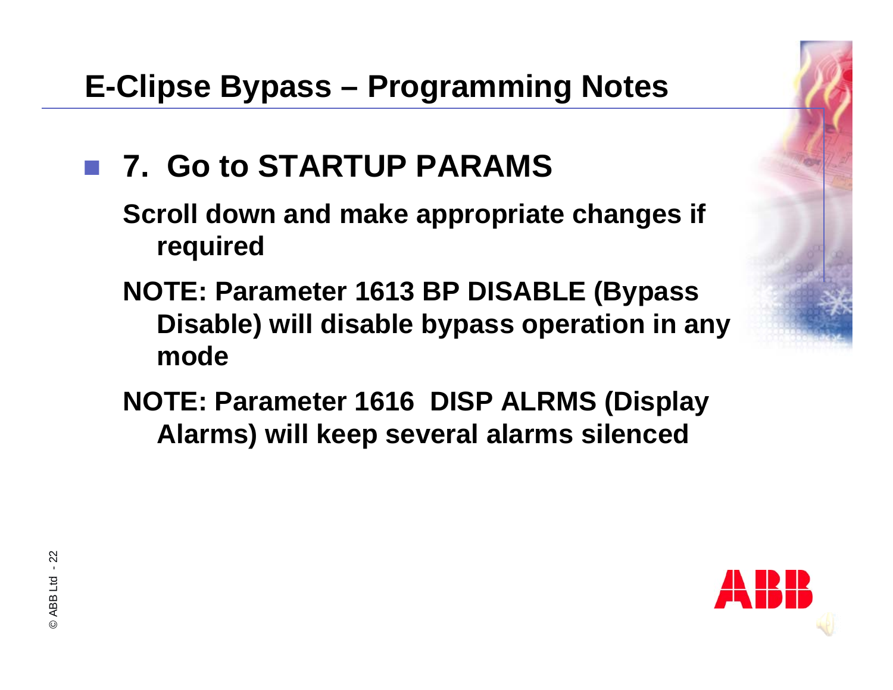# E-Clipse Bypass – Programming Notes

- **7. Go to STARTUP PARAMS**

  **Scroll down and make appropriate changes if required**

  **NOTE: Parameter 1613 BP DISABLE (Bypass Disable) will disable bypass operation in any mode**

  **NOTE: Parameter 1616 DISP ALRMS (Display Alarms) will keep several alarms silenced**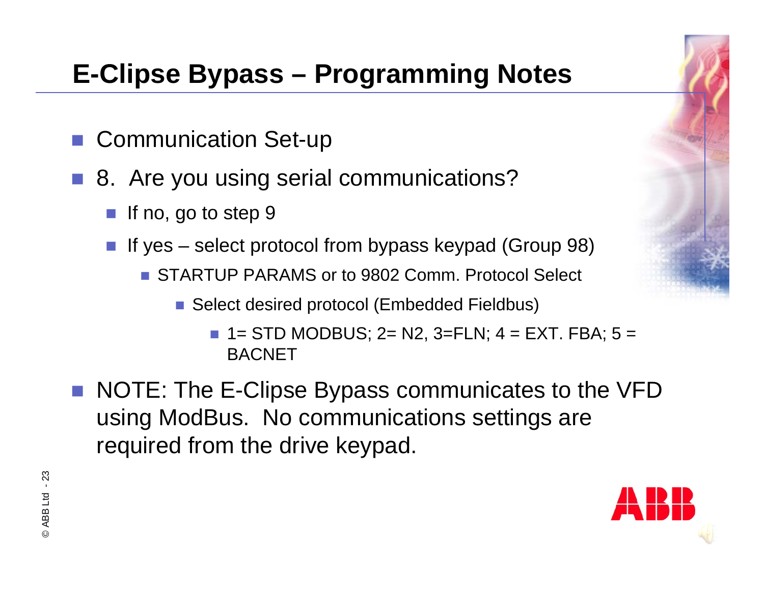# E-Clipse Bypass – Programming Notes

- Communication Set-up
- 8. Are you using serial communications?
  - If no, go to step 9
  - If yes – select protocol from bypass keypad (Group 98)
    - STARTUP PARAMS or to 9802 Comm. Protocol Select
      - Select desired protocol (Embedded Fieldbus)
        - 1= STD MODBUS; 2= N2, 3=FLN; 4 = EXT. FBA; 5 = BACNET
- NOTE: The E-Clipse Bypass communicates to the VFD using ModBus. No communications settings are required from the drive keypad.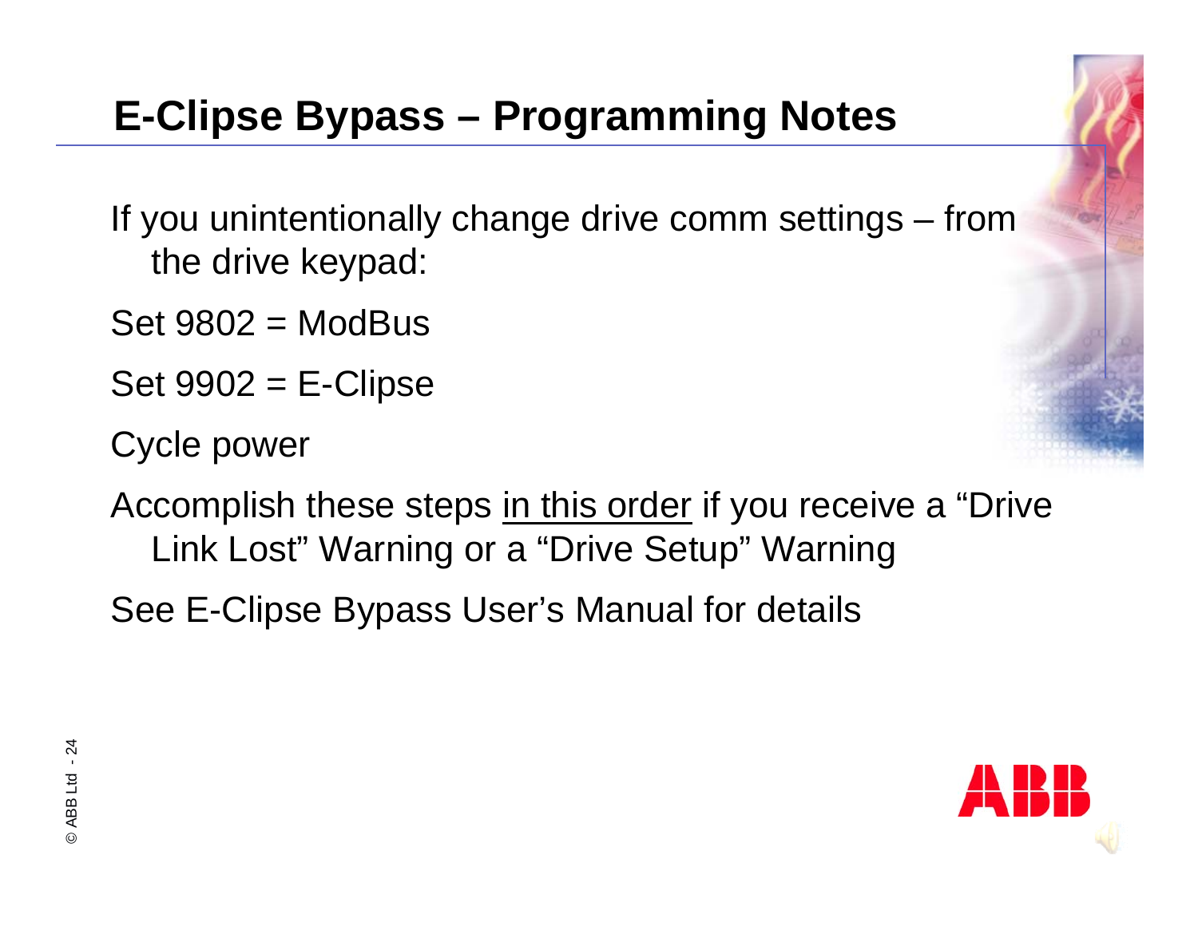# E-Clipse Bypass – Programming Notes

If you unintentionally change drive comm settings – from the drive keypad:

Set 9802 = ModBus

Set 9902 = E-Clipse

Cycle power

Accomplish these steps <u>in this order</u> if you receive a “Drive Link Lost” Warning or a “Drive Setup” Warning

See E-Clipse Bypass User’s Manual for details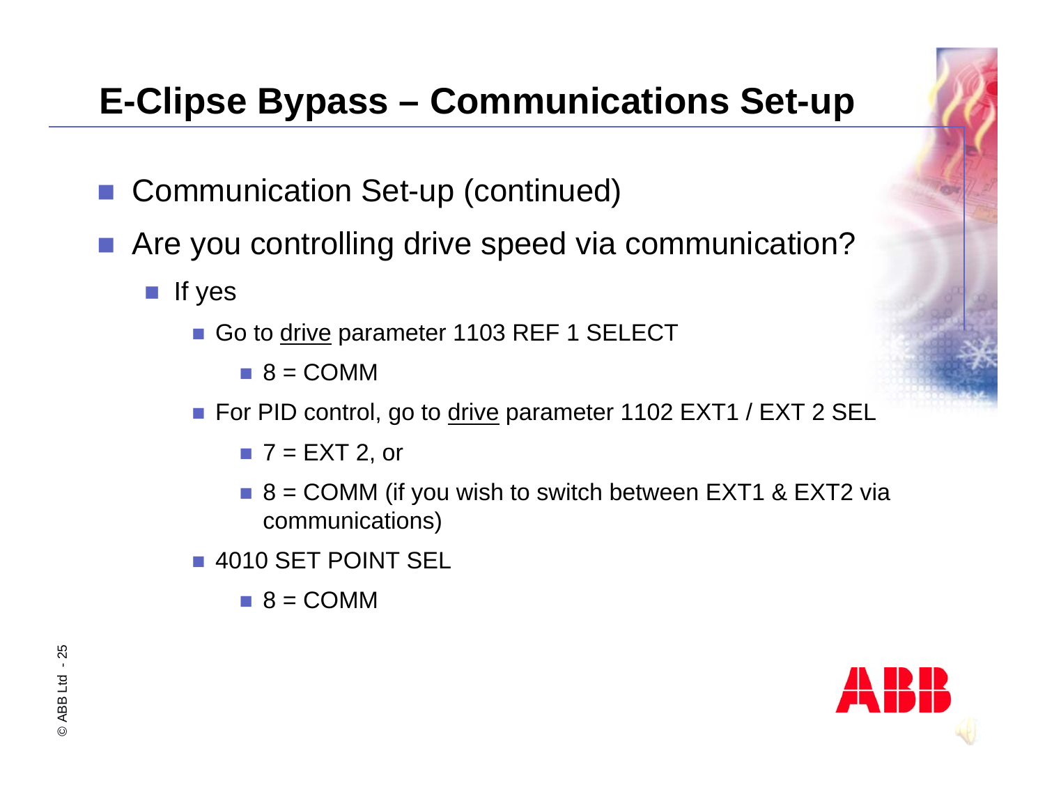# E-Clipse Bypass – Communications Set-up

- Communication Set-up (continued)
- Are you controlling drive speed via communication?
  - If yes
    - Go to <u>drive</u> parameter 1103 REF 1 SELECT
      - 8 = COMM
    - For PID control, go to <u>drive</u> parameter 1102 EXT1 / EXT 2 SEL
      - 7 = EXT 2, or
      - 8 = COMM (if you wish to switch between EXT1 & EXT2 via communications)
    - 4010 SET POINT SEL
      - 8 = COMM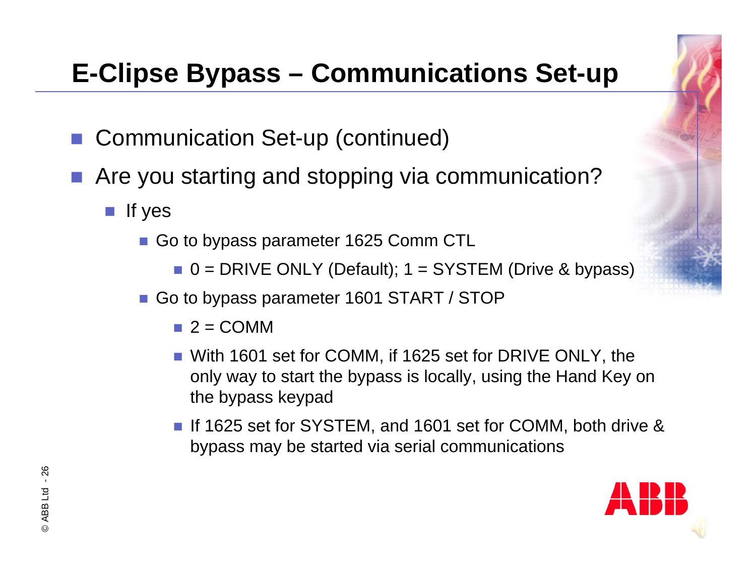# E-Clipse Bypass – Communications Set-up

- Communication Set-up (continued)
- Are you starting and stopping via communication?
  - If yes
    - Go to bypass parameter 1625 Comm CTL
      - 0 = DRIVE ONLY (Default); 1 = SYSTEM (Drive & bypass)
    - Go to bypass parameter 1601 START / STOP
      - 2 = COMM
      - With 1601 set for COMM, if 1625 set for DRIVE ONLY, the only way to start the bypass is locally, using the Hand Key on the bypass keypad
      - If 1625 set for SYSTEM, and 1601 set for COMM, both drive & bypass may be started via serial communications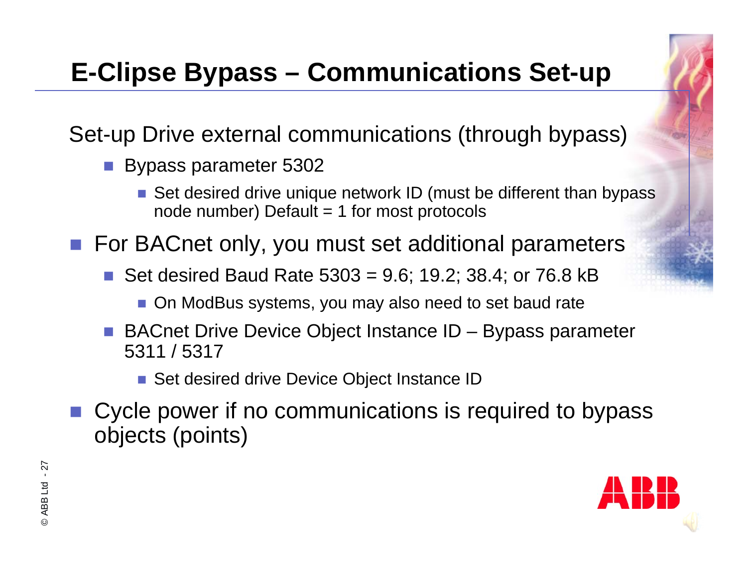# E-Clipse Bypass – Communications Set-up

Set-up Drive external communications (through bypass)

- Bypass parameter 5302
  - Set desired drive unique network ID (must be different than bypass node number) Default = 1 for most protocols

- For BACnet only, you must set additional parameters
  - Set desired Baud Rate 5303 = 9.6; 19.2; 38.4; or 76.8 kB
    - On ModBus systems, you may also need to set baud rate
  - BACnet Drive Device Object Instance ID – Bypass parameter 5311 / 5317
    - Set desired drive Device Object Instance ID
- Cycle power if no communications is required to bypass objects (points)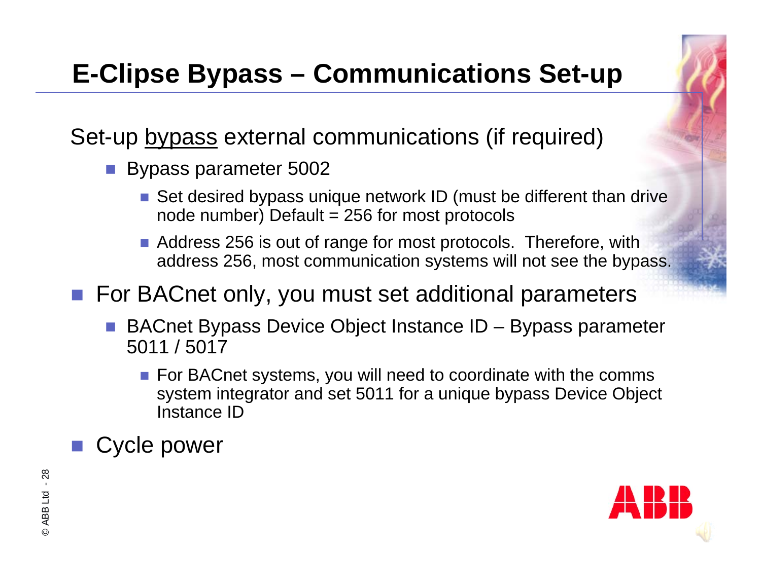# E-Clipse Bypass – Communications Set-up

Set-up <u>bypass</u> external communications (if required)

- Bypass parameter 5002
  - Set desired bypass unique network ID (must be different than drive node number) Default = 256 for most protocols
  - Address 256 is out of range for most protocols. Therefore, with address 256, most communication systems will not see the bypass.
- For BACnet only, you must set additional parameters
  - BACnet Bypass Device Object Instance ID – Bypass parameter 5011 / 5017
    - For BACnet systems, you will need to coordinate with the comms system integrator and set 5011 for a unique bypass Device Object Instance ID
- Cycle power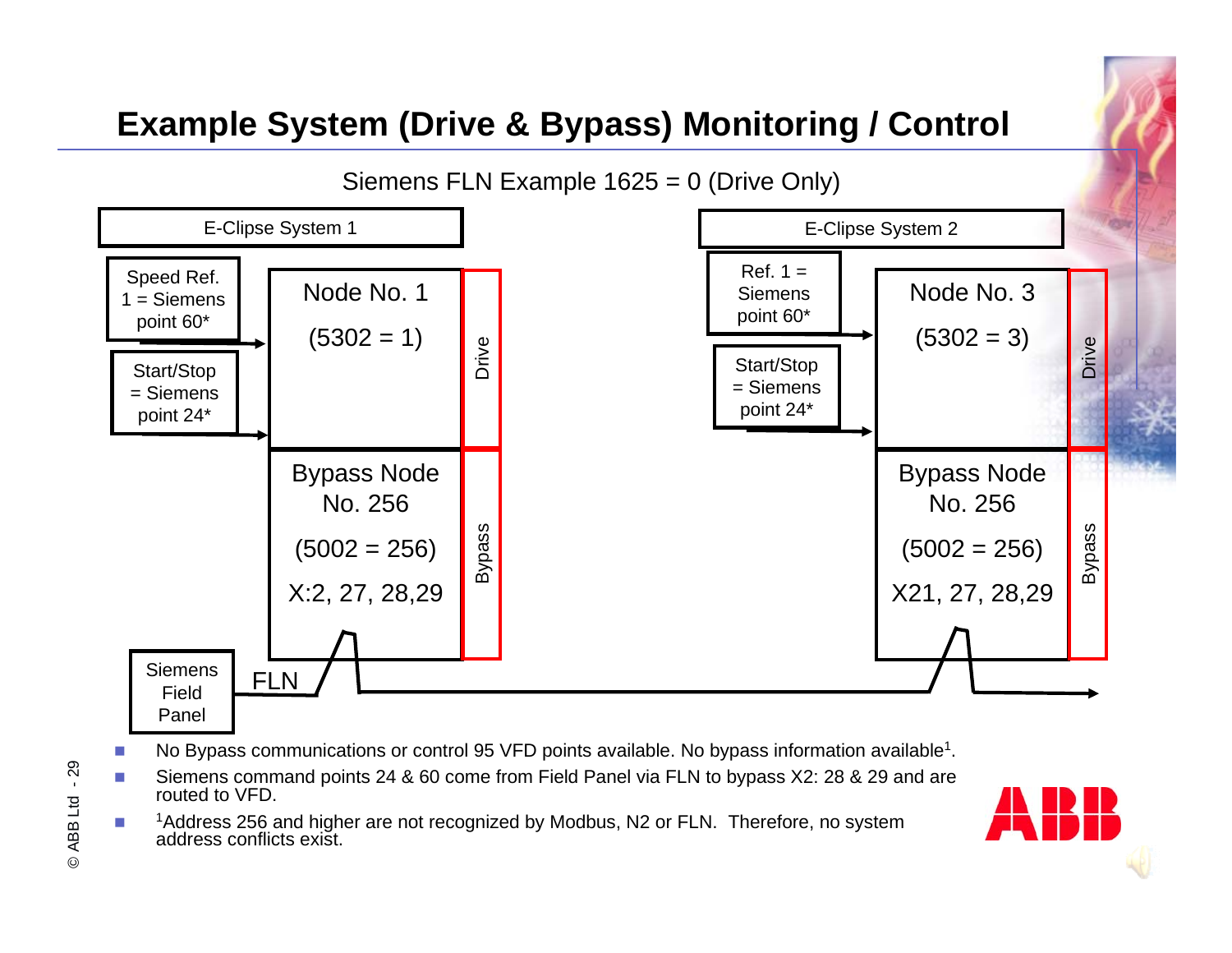# Example System (Drive & Bypass) Monitoring / Control

Siemens FLN Example 1625 = 0 (Drive Only)

E-Clipse System 1

Speed Ref. 1 = Siemens point 60*

Start/Stop = Siemens point 24*

Node No. 1

(5302 = 1)

Drive

Bypass Node No. 256

(5002 = 256)

X:2, 27, 28,29

Bypass

E-Clipse System 2

Ref. 1 = Siemens point 60*

Start/Stop = Siemens point 24*

Node No. 3

(5302 = 3)

Drive

Bypass Node No. 256

(5002 = 256)

X21, 27, 28,29

Bypass

Siemens Field Panel

FLN

- No Bypass communications or control 95 VFD points available. No bypass information available[1].
- Siemens command points 24 & 60 come from Field Panel via FLN to bypass X2: 28 & 29 and are routed to VFD.
- [1]Address 256 and higher are not recognized by Modbus, N2 or FLN. Therefore, no system address conflicts exist.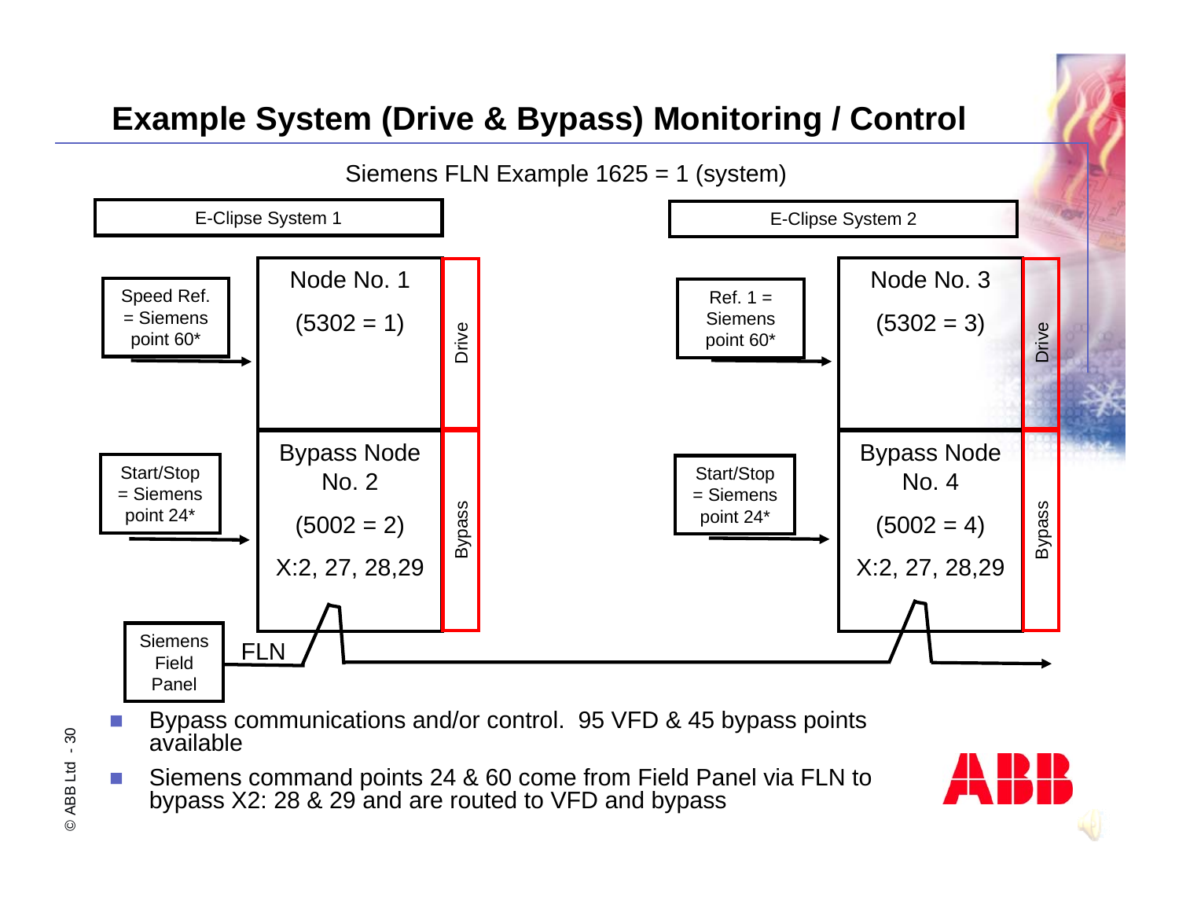# Example System (Drive & Bypass) Monitoring / Control

Siemens FLN Example 1625 = 1 (system)

**E-Clipse System 1**

- Speed Ref. = Siemens point 60* → Node No. 1 (5302 = 1) — Drive
- Start/Stop = Siemens point 24* → Bypass Node No. 2 (5002 = 2) X:2, 27, 28,29 — Bypass

**E-Clipse System 2**

- Ref. 1 = Siemens point 60* → Node No. 3 (5302 = 3) — Drive
- Start/Stop = Siemens point 24* → Bypass Node No. 4 (5002 = 4) X:2, 27, 28,29 — Bypass

Siemens Field Panel — FLN

- Bypass communications and/or control. 95 VFD & 45 bypass points available
- Siemens command points 24 & 60 come from Field Panel via FLN to bypass X2: 28 & 29 and are routed to VFD and bypass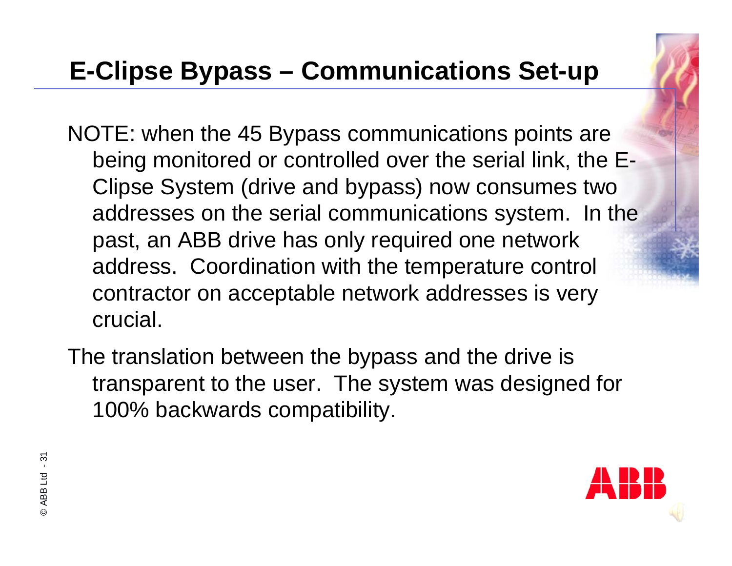# E-Clipse Bypass – Communications Set-up

NOTE: when the 45 Bypass communications points are being monitored or controlled over the serial link, the E-Clipse System (drive and bypass) now consumes two addresses on the serial communications system. In the past, an ABB drive has only required one network address. Coordination with the temperature control contractor on acceptable network addresses is very crucial.

The translation between the bypass and the drive is transparent to the user. The system was designed for 100% backwards compatibility.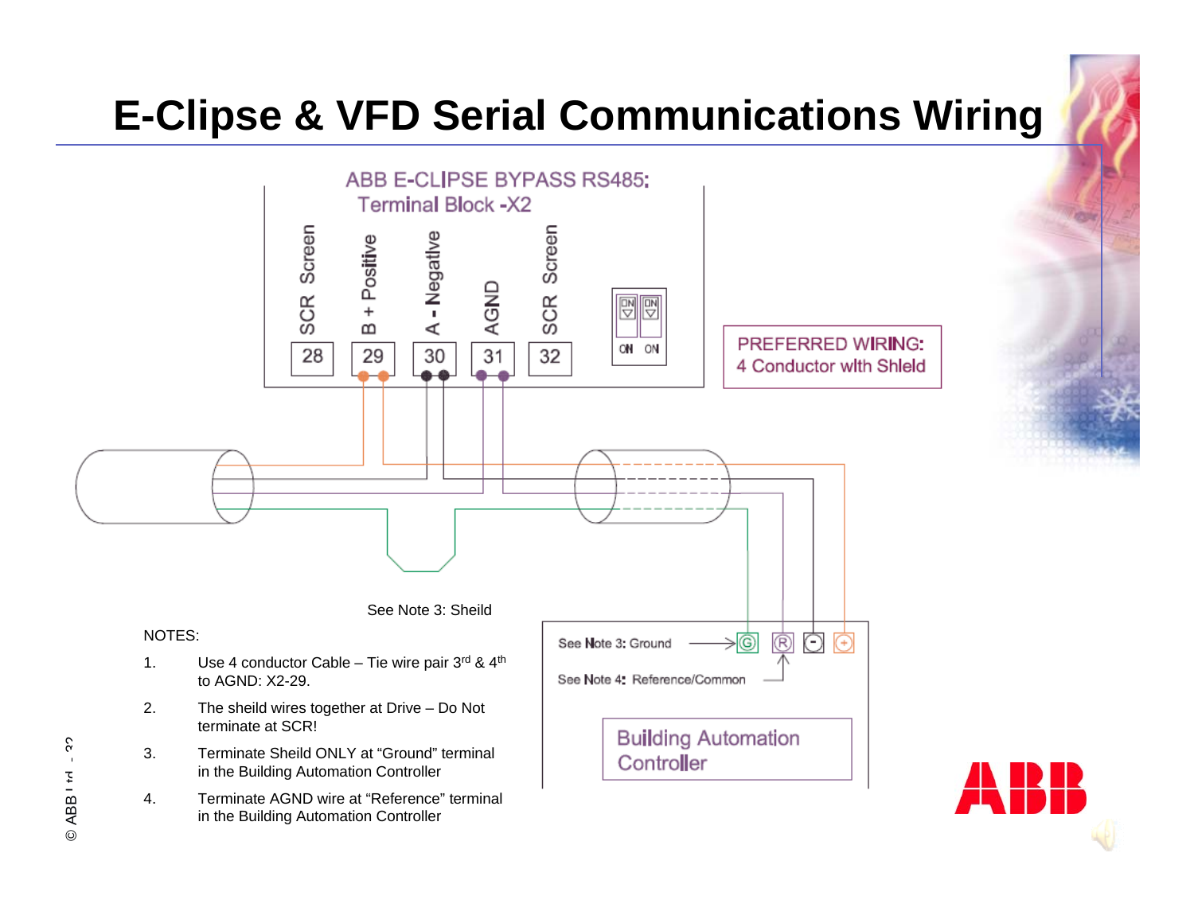# E-Clipse & VFD Serial Communications Wiring

ABB E-CLIPSE BYPASS RS485:
Terminal Block -X2

| 28 | 29 | 30 | 31 | 32 |
|---|---|---|---|---|
| SCR Screen | B + Positive | A - Negative | AGND | SCR Screen |

ON ON

PREFERRED WIRING:
4 Conductor with Shield

See Note 3: Sheild

See Note 3: Ground

See Note 4: Reference/Common

G R - +

Building Automation Controller

NOTES:

1. Use 4 conductor Cable – Tie wire pair 3rd & 4th to AGND: X2-29.
2. The sheild wires together at Drive – Do Not terminate at SCR!
3. Terminate Sheild ONLY at "Ground" terminal in the Building Automation Controller
4. Terminate AGND wire at "Reference" terminal in the Building Automation Controller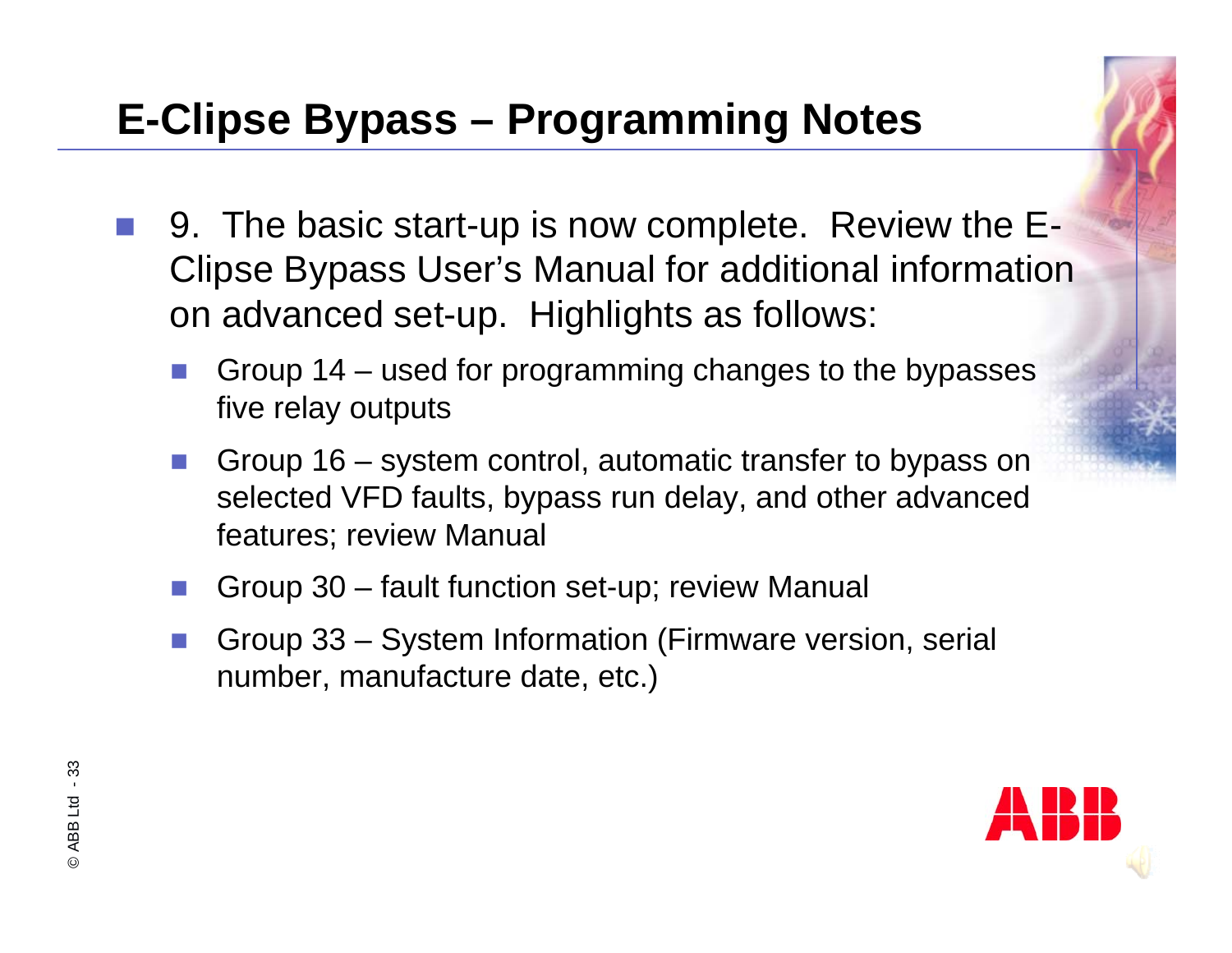# E-Clipse Bypass – Programming Notes

- 9. The basic start-up is now complete. Review the E-Clipse Bypass User's Manual for additional information on advanced set-up. Highlights as follows:
  - Group 14 – used for programming changes to the bypasses five relay outputs
  - Group 16 – system control, automatic transfer to bypass on selected VFD faults, bypass run delay, and other advanced features; review Manual
  - Group 30 – fault function set-up; review Manual
  - Group 33 – System Information (Firmware version, serial number, manufacture date, etc.)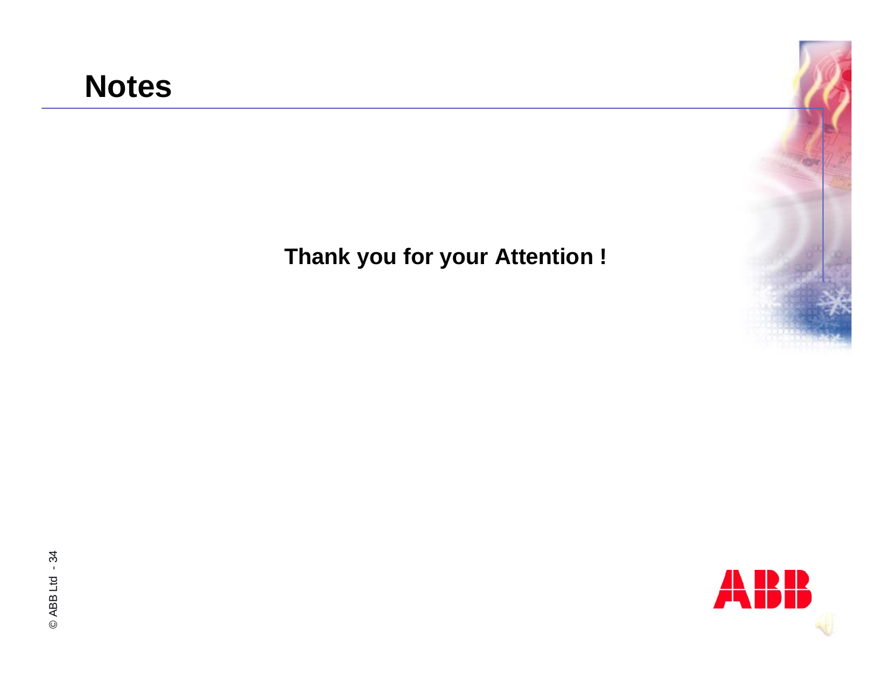# Notes

**Thank you for your Attention !**